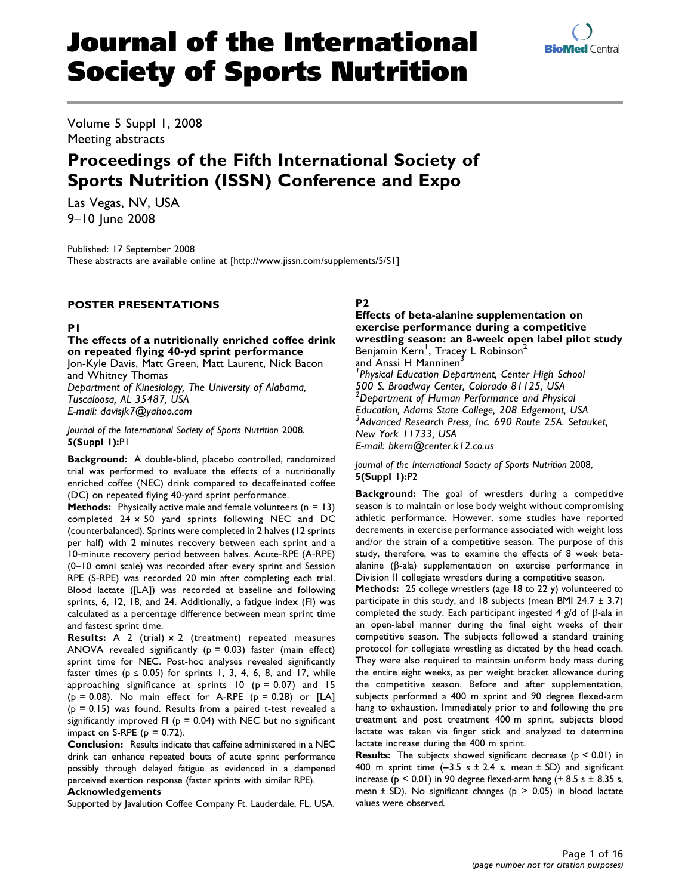# Journal of the International Society of Sports Nutrition

Volume 5 Suppl 1, 2008
Meeting abstracts

# Proceedings of the Fifth International Society of Sports Nutrition (ISSN) Conference and Expo

Las Vegas, NV, USA
9–10 June 2008

Published: 17 September 2008
These abstracts are available online at [http://www.jissn.com/supplements/5/S1]

## POSTER PRESENTATIONS

### P1

**The effects of a nutritionally enriched coffee drink on repeated flying 40-yd sprint performance**

Jon-Kyle Davis, Matt Green, Matt Laurent, Nick Bacon and Whitney Thomas

*Department of Kinesiology, The University of Alabama, Tuscaloosa, AL 35487, USA*

*E-mail: davisjk7@yahoo.com*

*Journal of the International Society of Sports Nutrition* 2008, **5(Suppl 1):**P1

**Background:** A double-blind, placebo controlled, randomized trial was performed to evaluate the effects of a nutritionally enriched coffee (NEC) drink compared to decaffeinated coffee (DC) on repeated flying 40-yard sprint performance.

**Methods:** Physically active male and female volunteers (n = 13) completed 24 × 50 yard sprints following NEC and DC (counterbalanced). Sprints were completed in 2 halves (12 sprints per half) with 2 minutes recovery between each sprint and a 10-minute recovery period between halves. Acute-RPE (A-RPE) (0–10 omni scale) was recorded after every sprint and Session RPE (S-RPE) was recorded 20 min after completing each trial. Blood lactate ([LA]) was recorded at baseline and following sprints, 6, 12, 18, and 24. Additionally, a fatigue index (FI) was calculated as a percentage difference between mean sprint time and fastest sprint time.

**Results:** A 2 (trial) × 2 (treatment) repeated measures ANOVA revealed significantly ($p = 0.03$) faster (main effect) sprint time for NEC. Post-hoc analyses revealed significantly faster times ($p \leq 0.05$) for sprints 1, 3, 4, 6, 8, and 17, while approaching significance at sprints 10 ($p = 0.07$) and 15 ($p = 0.08$). No main effect for A-RPE ($p = 0.28$) or [LA] ($p = 0.15$) was found. Results from a paired t-test revealed a significantly improved FI ($p = 0.04$) with NEC but no significant impact on S-RPE ($p = 0.72$).

**Conclusion:** Results indicate that caffeine administered in a NEC drink can enhance repeated bouts of acute sprint performance possibly through delayed fatigue as evidenced in a dampened perceived exertion response (faster sprints with similar RPE).

**Acknowledgements**

Supported by Javalution Coffee Company Ft. Lauderdale, FL, USA.

### P2

**Effects of beta-alanine supplementation on exercise performance during a competitive wrestling season: an 8-week open label pilot study**

Benjamin Kern[1], Tracey L Robinson[2] and Anssi H Manninen[3]

[1]*Physical Education Department, Center High School 500 S. Broadway Center, Colorado 81125, USA*
[2]*Department of Human Performance and Physical Education, Adams State College, 208 Edgemont, USA*
[3]*Advanced Research Press, Inc. 690 Route 25A. Setauket, New York 11733, USA*

*E-mail: bkern@center.k12.co.us*

*Journal of the International Society of Sports Nutrition* 2008, **5(Suppl 1):**P2

**Background:** The goal of wrestlers during a competitive season is to maintain or lose body weight without compromising athletic performance. However, some studies have reported decrements in exercise performance associated with weight loss and/or the strain of a competitive season. The purpose of this study, therefore, was to examine the effects of 8 week beta-alanine (β-ala) supplementation on exercise performance in Division II collegiate wrestlers during a competitive season.

**Methods:** 25 college wrestlers (age 18 to 22 y) volunteered to participate in this study, and 18 subjects (mean BMI 24.7 ± 3.7) completed the study. Each participant ingested 4 g/d of β-ala in an open-label manner during the final eight weeks of their competitive season. The subjects followed a standard training protocol for collegiate wrestling as dictated by the head coach. They were also required to maintain uniform body mass during the entire eight weeks, as per weight bracket allowance during the competitive season. Before and after supplementation, subjects performed a 400 m sprint and 90 degree flexed-arm hang to exhaustion. Immediately prior to and following the pre treatment and post treatment 400 m sprint, subjects blood lactate was taken via finger stick and analyzed to determine lactate increase during the 400 m sprint.

**Results:** The subjects showed significant decrease ($p < 0.01$) in 400 m sprint time (–3.5 s ± 2.4 s, mean ± SD) and significant increase ($p < 0.01$) in 90 degree flexed-arm hang (+ 8.5 s ± 8.35 s, mean ± SD). No significant changes ($p > 0.05$) in blood lactate values were observed.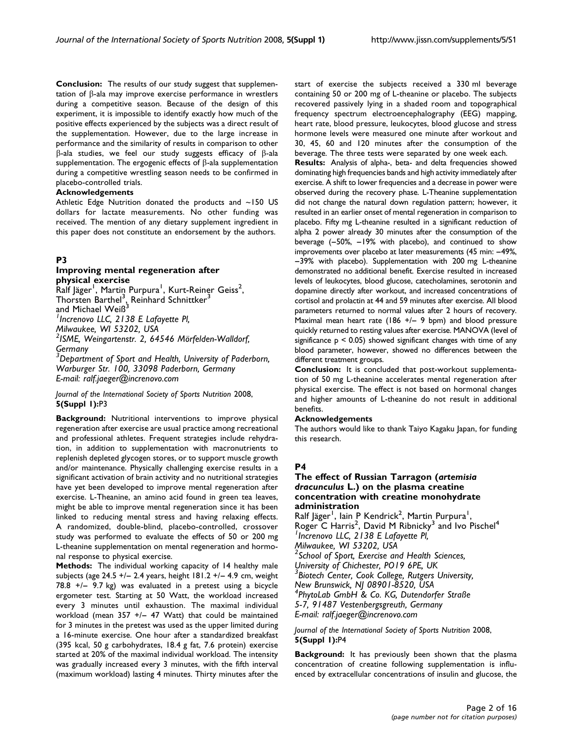**Conclusion:** The results of our study suggest that supplementation of β-ala may improve exercise performance in wrestlers during a competitive season. Because of the design of this experiment, it is impossible to identify exactly how much of the positive effects experienced by the subjects was a direct result of the supplementation. However, due to the large increase in performance and the similarity of results in comparison to other β-ala studies, we feel our study suggests efficacy of β-ala supplementation. The ergogenic effects of β-ala supplementation during a competitive wrestling season needs to be confirmed in placebo-controlled trials.

### Acknowledgements

Athletic Edge Nutrition donated the products and ~150 US dollars for lactate measurements. No other funding was received. The mention of any dietary supplement ingredient in this paper does not constitute an endorsement by the authors.

## P3

### Improving mental regeneration after physical exercise

Ralf Jäger[1], Martin Purpura[1], Kurt-Reiner Geiss[2], Thorsten Barthel[3], Reinhard Schnittker[3] and Michael Weiß[3]

[1]Increnovo LLC, 2138 E Lafayette Pl, Milwaukee, WI 53202, USA
[2]ISME, Weingartenstr. 2, 64546 Mörfelden-Walldorf, Germany
[3]Department of Sport and Health, University of Paderborn, Warburger Str. 100, 33098 Paderborn, Germany
E-mail: ralf.jaeger@increnovo.com

*Journal of the International Society of Sports Nutrition* 2008, **5(Suppl 1):**P3

**Background:** Nutritional interventions to improve physical regeneration after exercise are usual practice among recreational and professional athletes. Frequent strategies include rehydration, in addition to supplementation with macronutrients to replenish depleted glycogen stores, or to support muscle growth and/or maintenance. Physically challenging exercise results in a significant activation of brain activity and no nutritional strategies have yet been developed to improve mental regeneration after exercise. L-Theanine, an amino acid found in green tea leaves, might be able to improve mental regeneration since it has been linked to reducing mental stress and having relaxing effects. A randomized, double-blind, placebo-controlled, crossover study was performed to evaluate the effects of 50 or 200 mg L-theanine supplementation on mental regeneration and hormonal response to physical exercise.

**Methods:** The individual working capacity of 14 healthy male subjects (age 24.5 +/– 2.4 years, height 181.2 +/– 4.9 cm, weight 78.8 +/– 9.7 kg) was evaluated in a pretest using a bicycle ergometer test. Starting at 50 Watt, the workload increased every 3 minutes until exhaustion. The maximal individual workload (mean 357 +/– 47 Watt) that could be maintained for 3 minutes in the pretest was used as the upper limited during a 16-minute exercise. One hour after a standardized breakfast (395 kcal, 50 g carbohydrates, 18.4 g fat, 7.6 protein) exercise started at 20% of the maximal individual workload. The intensity was gradually increased every 3 minutes, with the fifth interval (maximum workload) lasting 4 minutes. Thirty minutes after the start of exercise the subjects received a 330 ml beverage containing 50 or 200 mg of L-theanine or placebo. The subjects recovered passively lying in a shaded room and topographical frequency spectrum electroencephalography (EEG) mapping, heart rate, blood pressure, leukocytes, blood glucose and stress hormone levels were measured one minute after workout and 30, 45, 60 and 120 minutes after the consumption of the beverage. The three tests were separated by one week each.

**Results:** Analysis of alpha-, beta- and delta frequencies showed dominating high frequencies bands and high activity immediately after exercise. A shift to lower frequencies and a decrease in power were observed during the recovery phase. L-Theanine supplementation did not change the natural down regulation pattern; however, it resulted in an earlier onset of mental regeneration in comparison to placebo. Fifty mg L-theanine resulted in a significant reduction of alpha 2 power already 30 minutes after the consumption of the beverage (–50%, –19% with placebo), and continued to show improvements over placebo at later measurements (45 min: –49%, –39% with placebo). Supplementation with 200 mg L-theanine demonstrated no additional benefit. Exercise resulted in increased levels of leukocytes, blood glucose, catecholamines, serotonin and dopamine directly after workout, and increased concentrations of cortisol and prolactin at 44 and 59 minutes after exercise. All blood parameters returned to normal values after 2 hours of recovery. Maximal mean heart rate (186 +/– 9 bpm) and blood pressure quickly returned to resting values after exercise. MANOVA (level of significance $p < 0.05$) showed significant changes with time of any blood parameter, however, showed no differences between the different treatment groups.

**Conclusion:** It is concluded that post-workout supplementation of 50 mg L-theanine accelerates mental regeneration after physical exercise. The effect is not based on hormonal changes and higher amounts of L-theanine do not result in additional benefits.

### Acknowledgements

The authors would like to thank Taiyo Kagaku Japan, for funding this research.

## P4

### The effect of Russian Tarragon (*artemisia dracunculus* L.) on the plasma creatine concentration with creatine monohydrate administration

Ralf Jäger[1], Iain P Kendrick[2], Martin Purpura[1], Roger C Harris[2], David M Ribnicky[3] and Ivo Pischel[4]

[1]Increnovo LLC, 2138 E Lafayette Pl, Milwaukee, WI 53202, USA
[2]School of Sport, Exercise and Health Sciences, University of Chichester, PO19 6PE, UK
[3]Biotech Center, Cook College, Rutgers University, New Brunswick, NJ 08901-8520, USA
[4]PhytoLab GmbH & Co. KG, Dutendorfer Straße 5-7, 91487 Vestenbergsgreuth, Germany
E-mail: ralf.jaeger@increnovo.com

*Journal of the International Society of Sports Nutrition* 2008, **5(Suppl 1):**P4

**Background:** It has previously been shown that the plasma concentration of creatine following supplementation is influenced by extracellular concentrations of insulin and glucose, the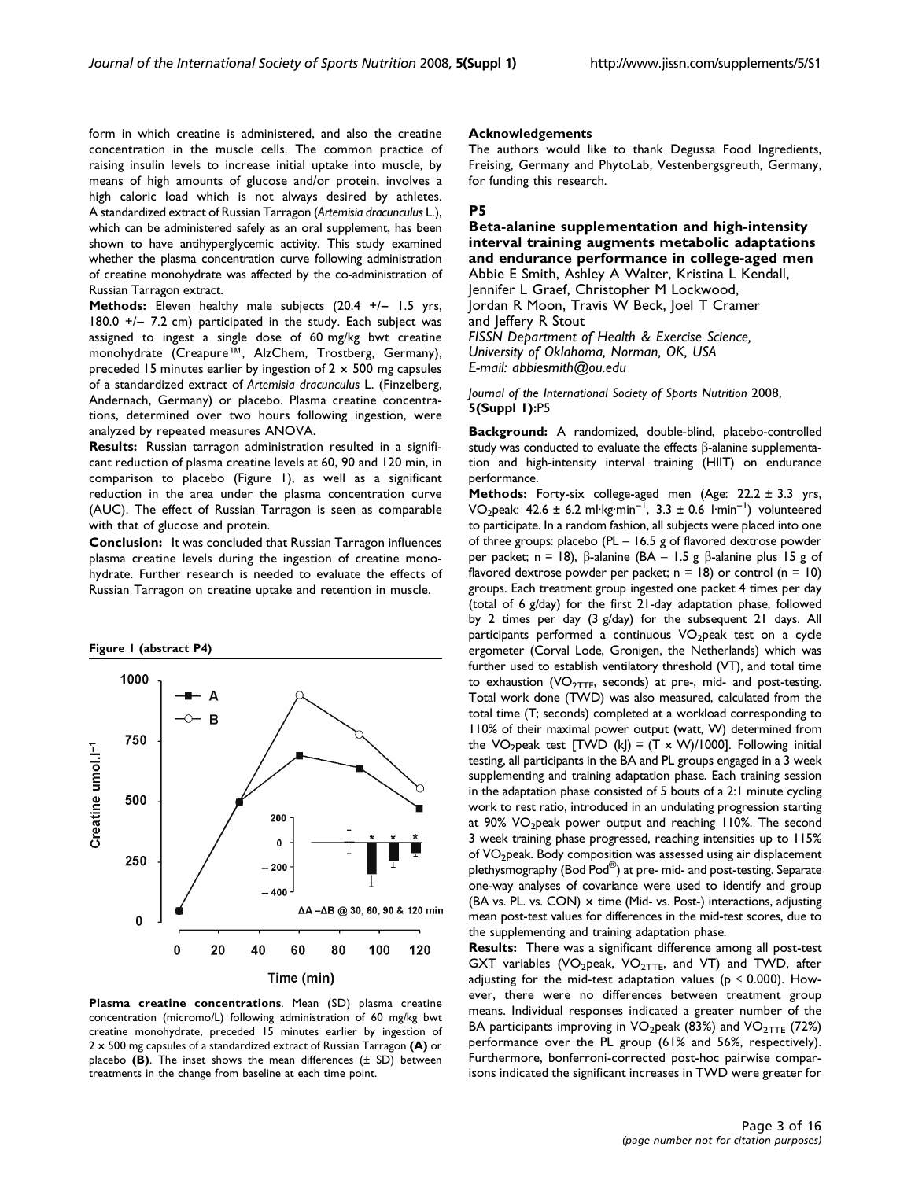form in which creatine is administered, and also the creatine concentration in the muscle cells. The common practice of raising insulin levels to increase initial uptake into muscle, by means of high amounts of glucose and/or protein, involves a high caloric load which is not always desired by athletes. A standardized extract of Russian Tarragon (*Artemisia dracunculus* L.), which can be administered safely as an oral supplement, has been shown to have antihyperglycemic activity. This study examined whether the plasma concentration curve following administration of creatine monohydrate was affected by the co-administration of Russian Tarragon extract.

**Methods:** Eleven healthy male subjects (20.4 +/– 1.5 yrs, 180.0 +/– 7.2 cm) participated in the study. Each subject was assigned to ingest a single dose of 60 mg/kg bwt creatine monohydrate (Creapure™, AlzChem, Trostberg, Germany), preceded 15 minutes earlier by ingestion of 2 × 500 mg capsules of a standardized extract of *Artemisia dracunculus* L. (Finzelberg, Andernach, Germany) or placebo. Plasma creatine concentrations, determined over two hours following ingestion, were analyzed by repeated measures ANOVA.

**Results:** Russian tarragon administration resulted in a significant reduction of plasma creatine levels at 60, 90 and 120 min, in comparison to placebo (Figure 1), as well as a significant reduction in the area under the plasma concentration curve (AUC). The effect of Russian Tarragon is seen as comparable with that of glucose and protein.

**Conclusion:** It was concluded that Russian Tarragon influences plasma creatine levels during the ingestion of creatine monohydrate. Further research is needed to evaluate the effects of Russian Tarragon on creatine uptake and retention in muscle.

**Figure 1 (abstract P4)**

1000
A
B
750
Creatine umol.l⁻¹
500
250
0
200
0
– 200
– 400
* * *
ΔA –ΔB @ 30, 60, 90 & 120 min
0 20 40 60 80 100 120
Time (min)

**Plasma creatine concentrations**. Mean (SD) plasma creatine concentration (micromo/L) following administration of 60 mg/kg bwt creatine monohydrate, preceded 15 minutes earlier by ingestion of 2 × 500 mg capsules of a standardized extract of Russian Tarragon **(A)** or placebo **(B)**. The inset shows the mean differences (± SD) between treatments in the change from baseline at each time point.

### Acknowledgements

The authors would like to thank Degussa Food Ingredients, Freising, Germany and PhytoLab, Vestenbergsgreuth, Germany, for funding this research.

## P5

### Beta-alanine supplementation and high-intensity interval training augments metabolic adaptations and endurance performance in college-aged men

Abbie E Smith, Ashley A Walter, Kristina L Kendall, Jennifer L Graef, Christopher M Lockwood, Jordan R Moon, Travis W Beck, Joel T Cramer and Jeffery R Stout

*FISSN Department of Health & Exercise Science, University of Oklahoma, Norman, OK, USA*

*E-mail: abbiesmith@ou.edu*

*Journal of the International Society of Sports Nutrition* 2008, **5(Suppl 1):**P5

**Background:** A randomized, double-blind, placebo-controlled study was conducted to evaluate the effects β-alanine supplementation and high-intensity interval training (HIIT) on endurance performance.

**Methods:** Forty-six college-aged men (Age: 22.2 ± 3.3 yrs, $VO_2$peak: 42.6 ± 6.2 ml·kg·min$^{-1}$, 3.3 ± 0.6 l·min$^{-1}$) volunteered to participate. In a random fashion, all subjects were placed into one of three groups: placebo (PL – 16.5 g of flavored dextrose powder per packet; n = 18), β-alanine (BA – 1.5 g β-alanine plus 15 g of flavored dextrose powder per packet; n = 18) or control (n = 10) groups. Each treatment group ingested one packet 4 times per day (total of 6 g/day) for the first 21-day adaptation phase, followed by 2 times per day (3 g/day) for the subsequent 21 days. All participants performed a continuous $VO_2$peak test on a cycle ergometer (Corval Lode, Gronigen, the Netherlands) which was further used to establish ventilatory threshold (VT), and total time to exhaustion ($VO_{2TTE}$, seconds) at pre-, mid- and post-testing. Total work done (TWD) was also measured, calculated from the total time (T; seconds) completed at a workload corresponding to 110% of their maximal power output (watt, W) determined from the $VO_2$peak test [TWD (kJ) = (T × W)/1000]. Following initial testing, all participants in the BA and PL groups engaged in a 3 week supplementing and training adaptation phase. Each training session in the adaptation phase consisted of 5 bouts of a 2:1 minute cycling work to rest ratio, introduced in an undulating progression starting at 90% $VO_2$peak power output and reaching 110%. The second 3 week training phase progressed, reaching intensities up to 115% of $VO_2$peak. Body composition was assessed using air displacement plethysmography (Bod Pod®) at pre- mid- and post-testing. Separate one-way analyses of covariance were used to identify and group (BA vs. PL. vs. CON) × time (Mid- vs. Post-) interactions, adjusting mean post-test values for differences in the mid-test scores, due to the supplementing and training adaptation phase.

**Results:** There was a significant difference among all post-test GXT variables ($VO_2$peak, $VO_{2TTE}$, and VT) and TWD, after adjusting for the mid-test adaptation values ($p \leq 0.000$). However, there were no differences between treatment group means. Individual responses indicated a greater number of the BA participants improving in $VO_2$peak (83%) and $VO_{2TTE}$ (72%) performance over the PL group (61% and 56%, respectively). Furthermore, bonferroni-corrected post-hoc pairwise comparisons indicated the significant increases in TWD were greater for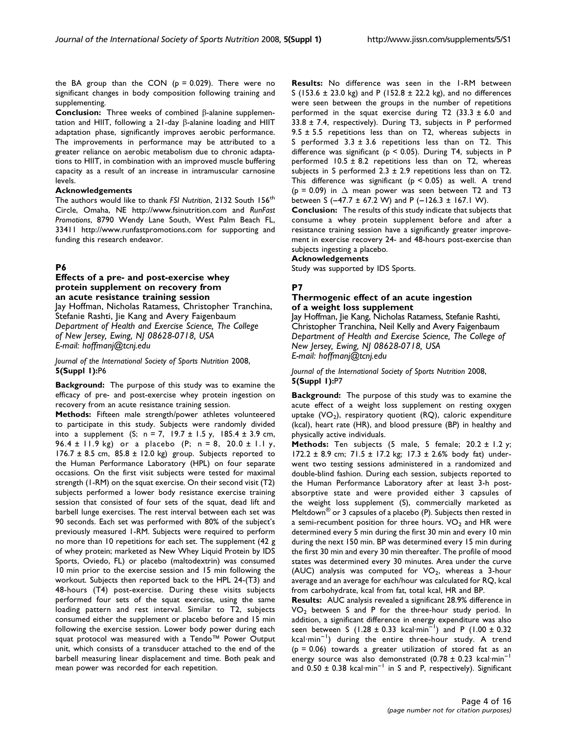the BA group than the CON (p = 0.029). There were no significant changes in body composition following training and supplementing.

**Conclusion:** Three weeks of combined β-alanine supplementation and HIIT, following a 21-day β-alanine loading and HIIT adaptation phase, significantly improves aerobic performance. The improvements in performance may be attributed to a greater reliance on aerobic metabolism due to chronic adaptations to HIIT, in combination with an improved muscle buffering capacity as a result of an increase in intramuscular carnosine levels.

**Acknowledgements**

The authors would like to thank *FSI Nutrition*, 2132 South 156th Circle, Omaha, NE http://www.fsinutrition.com and *RunFast Promotions*, 8790 Wendy Lane South, West Palm Beach FL, 33411 http://www.runfastpromotions.com for supporting and funding this research endeavor.

## P6

### Effects of a pre- and post-exercise whey protein supplement on recovery from an acute resistance training session

Jay Hoffman, Nicholas Ratamess, Christopher Tranchina, Stefanie Rashti, Jie Kang and Avery Faigenbaum

*Department of Health and Exercise Science, The College of New Jersey, Ewing, NJ 08628-0718, USA*

*E-mail: hoffmanj@tcnj.edu*

*Journal of the International Society of Sports Nutrition* 2008, **5(Suppl 1):**P6

**Background:** The purpose of this study was to examine the efficacy of pre- and post-exercise whey protein ingestion on recovery from an acute resistance training session.

**Methods:** Fifteen male strength/power athletes volunteered to participate in this study. Subjects were randomly divided into a supplement (S; n = 7, 19.7 ± 1.5 y, 185.4 ± 3.9 cm, 96.4 ± 11.9 kg) or a placebo (P; n = 8, 20.0 ± 1.1 y, 176.7 ± 8.5 cm, 85.8 ± 12.0 kg) group. Subjects reported to the Human Performance Laboratory (HPL) on four separate occasions. On the first visit subjects were tested for maximal strength (1-RM) on the squat exercise. On their second visit (T2) subjects performed a lower body resistance exercise training session that consisted of four sets of the squat, dead lift and barbell lunge exercises. The rest interval between each set was 90 seconds. Each set was performed with 80% of the subject's previously measured 1-RM. Subjects were required to perform no more than 10 repetitions for each set. The supplement (42 g of whey protein; marketed as New Whey Liquid Protein by IDS Sports, Oviedo, FL) or placebo (maltodextrin) was consumed 10 min prior to the exercise session and 15 min following the workout. Subjects then reported back to the HPL 24-(T3) and 48-hours (T4) post-exercise. During these visits subjects performed four sets of the squat exercise, using the same loading pattern and rest interval. Similar to T2, subjects consumed either the supplement or placebo before and 15 min following the exercise session. Lower body power during each squat protocol was measured with a Tendo™ Power Output unit, which consists of a transducer attached to the end of the barbell measuring linear displacement and time. Both peak and mean power was recorded for each repetition.

**Results:** No difference was seen in the 1-RM between S (153.6 ± 23.0 kg) and P (152.8 ± 22.2 kg), and no differences were seen between the groups in the number of repetitions performed in the squat exercise during T2 (33.3 ± 6.0 and 33.8 ± 7.4, respectively). During T3, subjects in P performed 9.5 ± 5.5 repetitions less than on T2, whereas subjects in S performed 3.3 ± 3.6 repetitions less than on T2. This difference was significant ($p < 0.05$). During T4, subjects in P performed 10.5 ± 8.2 repetitions less than on T2, whereas subjects in S performed 2.3 ± 2.9 repetitions less than on T2. This difference was significant ($p < 0.05$) as well. A trend (p = 0.09) in $\Delta$ mean power was seen between T2 and T3 between S (−47.7 ± 67.2 W) and P (−126.3 ± 167.1 W).

**Conclusion:** The results of this study indicate that subjects that consume a whey protein supplement before and after a resistance training session have a significantly greater improvement in exercise recovery 24- and 48-hours post-exercise than subjects ingesting a placebo.

**Acknowledgements**

Study was supported by IDS Sports.

## P7

### Thermogenic effect of an acute ingestion of a weight loss supplement

Jay Hoffman, Jie Kang, Nicholas Ratamess, Stefanie Rashti, Christopher Tranchina, Neil Kelly and Avery Faigenbaum

*Department of Health and Exercise Science, The College of New Jersey, Ewing, NJ 08628-0718, USA*

*E-mail: hoffmanj@tcnj.edu*

*Journal of the International Society of Sports Nutrition* 2008, **5(Suppl 1):**P7

**Background:** The purpose of this study was to examine the acute effect of a weight loss supplement on resting oxygen uptake ($VO_2$), respiratory quotient (RQ), caloric expenditure (kcal), heart rate (HR), and blood pressure (BP) in healthy and physically active individuals.

**Methods:** Ten subjects (5 male, 5 female; 20.2 ± 1.2 y; 172.2 ± 8.9 cm; 71.5 ± 17.2 kg; 17.3 ± 2.6% body fat) underwent two testing sessions administered in a randomized and double-blind fashion. During each session, subjects reported to the Human Performance Laboratory after at least 3-h post-absorptive state and were provided either 3 capsules of the weight loss supplement (S), commercially marketed as Meltdown® or 3 capsules of a placebo (P). Subjects then rested in a semi-recumbent position for three hours. $VO_2$ and HR were determined every 5 min during the first 30 min and every 10 min during the next 150 min. BP was determined every 15 min during the first 30 min and every 30 min thereafter. The profile of mood states was determined every 30 minutes. Area under the curve (AUC) analysis was computed for $VO_2$, whereas a 3-hour average and an average for each/hour was calculated for RQ, kcal from carbohydrate, kcal from fat, total kcal, HR and BP.

**Results:** AUC analysis revealed a significant 28.9% difference in $VO_2$ between S and P for the three-hour study period. In addition, a significant difference in energy expenditure was also seen between S (1.28 ± 0.33 $kcal \cdot min^{-1}$) and P (1.00 ± 0.32 $kcal \cdot min^{-1}$) during the entire three-hour study. A trend (p = 0.06) towards a greater utilization of stored fat as an energy source was also demonstrated (0.78 ± 0.23 $kcal \cdot min^{-1}$ and 0.50 ± 0.38 $kcal \cdot min^{-1}$ in S and P, respectively). Significant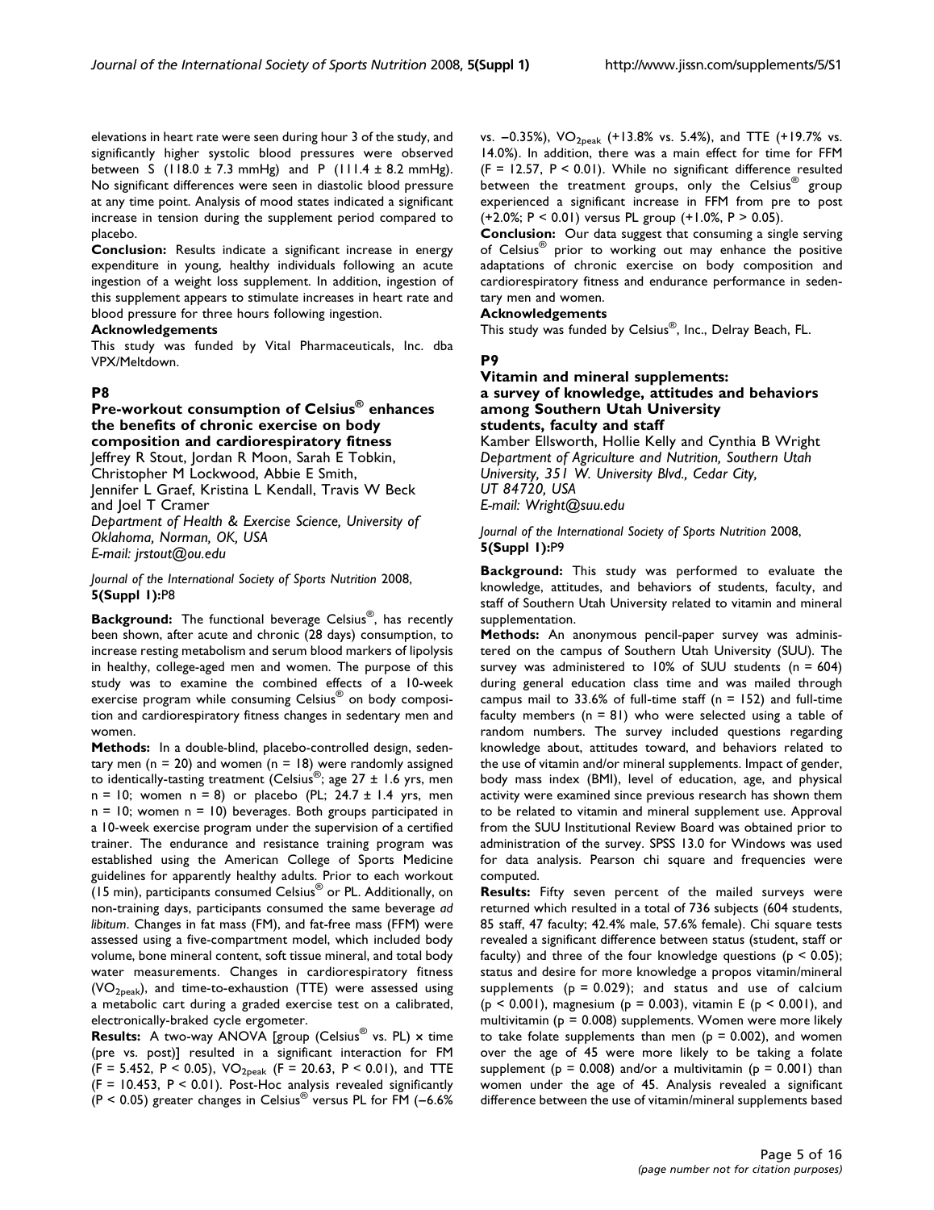elevations in heart rate were seen during hour 3 of the study, and significantly higher systolic blood pressures were observed between S (118.0 ± 7.3 mmHg) and P (111.4 ± 8.2 mmHg). No significant differences were seen in diastolic blood pressure at any time point. Analysis of mood states indicated a significant increase in tension during the supplement period compared to placebo.

**Conclusion:** Results indicate a significant increase in energy expenditure in young, healthy individuals following an acute ingestion of a weight loss supplement. In addition, ingestion of this supplement appears to stimulate increases in heart rate and blood pressure for three hours following ingestion.

**Acknowledgements**

This study was funded by Vital Pharmaceuticals, Inc. dba VPX/Meltdown.

## P8

### Pre-workout consumption of Celsius® enhances the benefits of chronic exercise on body composition and cardiorespiratory fitness

Jeffrey R Stout, Jordan R Moon, Sarah E Tobkin, Christopher M Lockwood, Abbie E Smith, Jennifer L Graef, Kristina L Kendall, Travis W Beck and Joel T Cramer

*Department of Health & Exercise Science, University of Oklahoma, Norman, OK, USA*

*E-mail: jrstout@ou.edu*

*Journal of the International Society of Sports Nutrition* 2008, **5(Suppl 1):**P8

**Background:** The functional beverage Celsius®, has recently been shown, after acute and chronic (28 days) consumption, to increase resting metabolism and serum blood markers of lipolysis in healthy, college-aged men and women. The purpose of this study was to examine the combined effects of a 10-week exercise program while consuming Celsius® on body composition and cardiorespiratory fitness changes in sedentary men and women.

**Methods:** In a double-blind, placebo-controlled design, sedentary men (n = 20) and women (n = 18) were randomly assigned to identically-tasting treatment (Celsius®; age 27 ± 1.6 yrs, men n = 10; women n = 8) or placebo (PL; 24.7 ± 1.4 yrs, men n = 10; women n = 10) beverages. Both groups participated in a 10-week exercise program under the supervision of a certified trainer. The endurance and resistance training program was established using the American College of Sports Medicine guidelines for apparently healthy adults. Prior to each workout (15 min), participants consumed Celsius® or PL. Additionally, on non-training days, participants consumed the same beverage *ad libitum*. Changes in fat mass (FM), and fat-free mass (FFM) were assessed using a five-compartment model, which included body volume, bone mineral content, soft tissue mineral, and total body water measurements. Changes in cardiorespiratory fitness ($VO_{2peak}$), and time-to-exhaustion (TTE) were assessed using a metabolic cart during a graded exercise test on a calibrated, electronically-braked cycle ergometer.

**Results:** A two-way ANOVA [group (Celsius® vs. PL) × time (pre vs. post)] resulted in a significant interaction for FM ($F = 5.452$, $P < 0.05$), $VO_{2peak}$ ($F = 20.63$, $P < 0.01$), and TTE ($F = 10.453$, $P < 0.01$). Post-Hoc analysis revealed significantly ($P < 0.05$) greater changes in Celsius® versus PL for FM (–6.6% vs. –0.35%), $VO_{2peak}$ (+13.8% vs. 5.4%), and TTE (+19.7% vs. 14.0%). In addition, there was a main effect for time for FFM ($F = 12.57$, $P < 0.01$). While no significant difference resulted between the treatment groups, only the Celsius® group experienced a significant increase in FFM from pre to post (+2.0%; $P < 0.01$) versus PL group (+1.0%, $P > 0.05$).

**Conclusion:** Our data suggest that consuming a single serving of Celsius® prior to working out may enhance the positive adaptations of chronic exercise on body composition and cardiorespiratory fitness and endurance performance in sedentary men and women.

**Acknowledgements**

This study was funded by Celsius®, Inc., Delray Beach, FL.

## P9

### Vitamin and mineral supplements: a survey of knowledge, attitudes and behaviors among Southern Utah University students, faculty and staff

Kamber Ellsworth, Hollie Kelly and Cynthia B Wright

*Department of Agriculture and Nutrition, Southern Utah University, 351 W. University Blvd., Cedar City, UT 84720, USA*

*E-mail: Wright@suu.edu*

*Journal of the International Society of Sports Nutrition* 2008, **5(Suppl 1):**P9

**Background:** This study was performed to evaluate the knowledge, attitudes, and behaviors of students, faculty, and staff of Southern Utah University related to vitamin and mineral supplementation.

**Methods:** An anonymous pencil-paper survey was administered on the campus of Southern Utah University (SUU). The survey was administered to 10% of SUU students (n = 604) during general education class time and was mailed through campus mail to 33.6% of full-time staff (n = 152) and full-time faculty members (n = 81) who were selected using a table of random numbers. The survey included questions regarding knowledge about, attitudes toward, and behaviors related to the use of vitamin and/or mineral supplements. Impact of gender, body mass index (BMI), level of education, age, and physical activity were examined since previous research has shown them to be related to vitamin and mineral supplement use. Approval from the SUU Institutional Review Board was obtained prior to administration of the survey. SPSS 13.0 for Windows was used for data analysis. Pearson chi square and frequencies were computed.

**Results:** Fifty seven percent of the mailed surveys were returned which resulted in a total of 736 subjects (604 students, 85 staff, 47 faculty; 42.4% male, 57.6% female). Chi square tests revealed a significant difference between status (student, staff or faculty) and three of the four knowledge questions ($p < 0.05$); status and desire for more knowledge a propos vitamin/mineral supplements ($p = 0.029$); and status and use of calcium ($p < 0.001$), magnesium ($p = 0.003$), vitamin E ($p < 0.001$), and multivitamin ($p = 0.008$) supplements. Women were more likely to take folate supplements than men ($p = 0.002$), and women over the age of 45 were more likely to be taking a folate supplement ($p = 0.008$) and/or a multivitamin ($p = 0.001$) than women under the age of 45. Analysis revealed a significant difference between the use of vitamin/mineral supplements based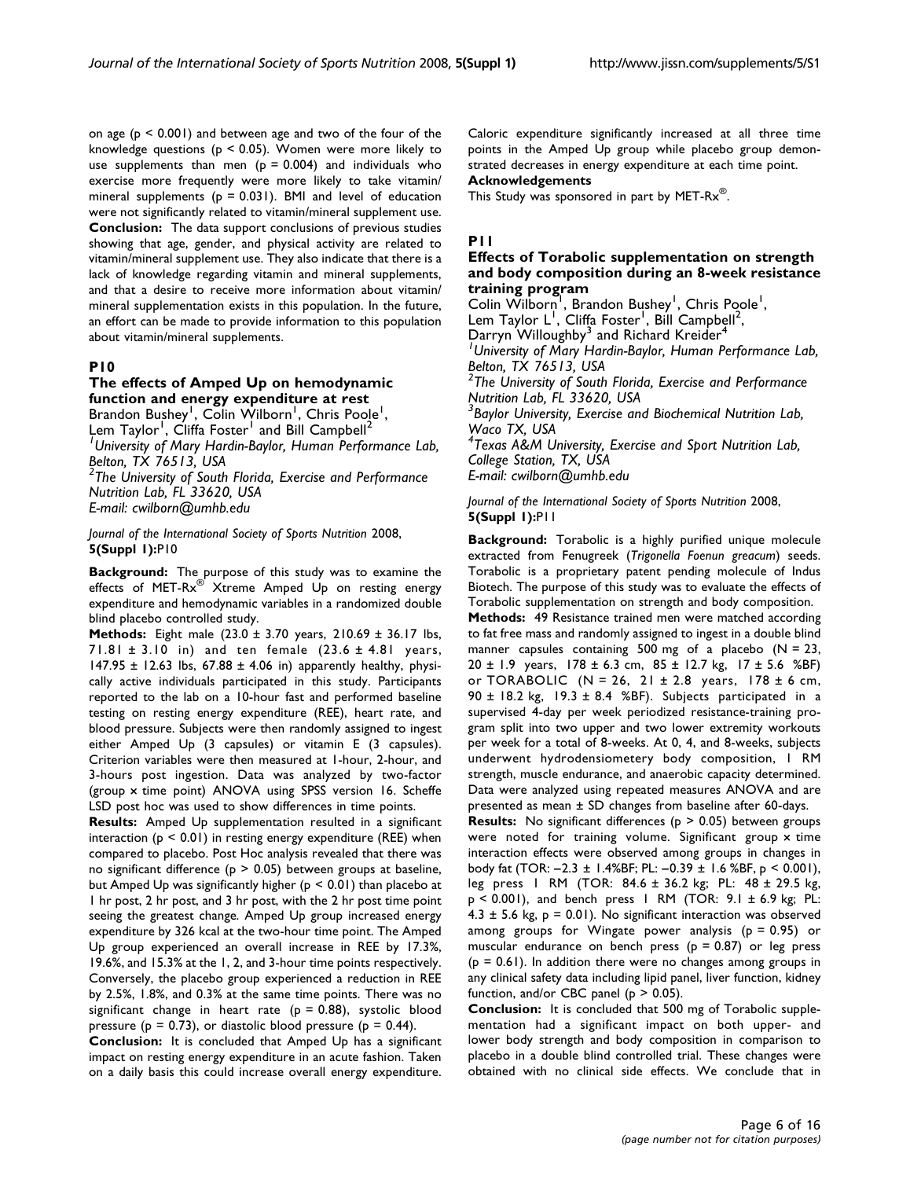on age ($p < 0.001$) and between age and two of the four of the knowledge questions ($p < 0.05$). Women were more likely to use supplements than men ($p = 0.004$) and individuals who exercise more frequently were more likely to take vitamin/mineral supplements ($p = 0.031$). BMI and level of education were not significantly related to vitamin/mineral supplement use.

**Conclusion:** The data support conclusions of previous studies showing that age, gender, and physical activity are related to vitamin/mineral supplement use. They also indicate that there is a lack of knowledge regarding vitamin and mineral supplements, and that a desire to receive more information about vitamin/mineral supplementation exists in this population. In the future, an effort can be made to provide information to this population about vitamin/mineral supplements.

## P10

### The effects of Amped Up on hemodynamic function and energy expenditure at rest

Brandon Bushey[1], Colin Wilborn[1], Chris Poole[1], Lem Taylor[1], Cliffa Foster[1] and Bill Campbell[2]

[1]*University of Mary Hardin-Baylor, Human Performance Lab, Belton, TX 76513, USA*

[2]*The University of South Florida, Exercise and Performance Nutrition Lab, FL 33620, USA*

*E-mail: cwilborn@umhb.edu*

*Journal of the International Society of Sports Nutrition* 2008, **5(Suppl 1):**P10

**Background:** The purpose of this study was to examine the effects of MET-Rx® Xtreme Amped Up on resting energy expenditure and hemodynamic variables in a randomized double blind placebo controlled study.

**Methods:** Eight male (23.0 ± 3.70 years, 210.69 ± 36.17 lbs, 71.81 ± 3.10 in) and ten female (23.6 ± 4.81 years, 147.95 ± 12.63 lbs, 67.88 ± 4.06 in) apparently healthy, physically active individuals participated in this study. Participants reported to the lab on a 10-hour fast and performed baseline testing on resting energy expenditure (REE), heart rate, and blood pressure. Subjects were then randomly assigned to ingest either Amped Up (3 capsules) or vitamin E (3 capsules). Criterion variables were then measured at 1-hour, 2-hour, and 3-hours post ingestion. Data was analyzed by two-factor (group × time point) ANOVA using SPSS version 16. Scheffe LSD post hoc was used to show differences in time points.

**Results:** Amped Up supplementation resulted in a significant interaction ($p < 0.01$) in resting energy expenditure (REE) when compared to placebo. Post Hoc analysis revealed that there was no significant difference ($p > 0.05$) between groups at baseline, but Amped Up was significantly higher ($p < 0.01$) than placebo at 1 hr post, 2 hr post, and 3 hr post, with the 2 hr post time point seeing the greatest change. Amped Up group increased energy expenditure by 326 kcal at the two-hour time point. The Amped Up group experienced an overall increase in REE by 17.3%, 19.6%, and 15.3% at the 1, 2, and 3-hour time points respectively. Conversely, the placebo group experienced a reduction in REE by 2.5%, 1.8%, and 0.3% at the same time points. There was no significant change in heart rate ($p = 0.88$), systolic blood pressure ($p = 0.73$), or diastolic blood pressure ($p = 0.44$).

**Conclusion:** It is concluded that Amped Up has a significant impact on resting energy expenditure in an acute fashion. Taken on a daily basis this could increase overall energy expenditure. Caloric expenditure significantly increased at all three time points in the Amped Up group while placebo group demonstrated decreases in energy expenditure at each time point.

**Acknowledgements**

This Study was sponsored in part by MET-Rx®.

## P11

### Effects of Torabolic supplementation on strength and body composition during an 8-week resistance training program

Colin Wilborn[1], Brandon Bushey[1], Chris Poole[1], Lem Taylor L[1], Cliffa Foster[1], Bill Campbell[2], Darryn Willoughby[3] and Richard Kreider[4]

[1]*University of Mary Hardin-Baylor, Human Performance Lab, Belton, TX 76513, USA*

[2]*The University of South Florida, Exercise and Performance Nutrition Lab, FL 33620, USA*

[3]*Baylor University, Exercise and Biochemical Nutrition Lab, Waco TX, USA*

[4]*Texas A&M University, Exercise and Sport Nutrition Lab, College Station, TX, USA*

*E-mail: cwilborn@umhb.edu*

*Journal of the International Society of Sports Nutrition* 2008, **5(Suppl 1):**P11

**Background:** Torabolic is a highly purified unique molecule extracted from Fenugreek (*Trigonella Foenun greacum*) seeds. Torabolic is a proprietary patent pending molecule of Indus Biotech. The purpose of this study was to evaluate the effects of Torabolic supplementation on strength and body composition.

**Methods:** 49 Resistance trained men were matched according to fat free mass and randomly assigned to ingest in a double blind manner capsules containing 500 mg of a placebo (N = 23, 20 ± 1.9 years, 178 ± 6.3 cm, 85 ± 12.7 kg, 17 ± 5.6 %BF) or TORABOLIC (N = 26, 21 ± 2.8 years, 178 ± 6 cm, 90 ± 18.2 kg, 19.3 ± 8.4 %BF). Subjects participated in a supervised 4-day per week periodized resistance-training program split into two upper and two lower extremity workouts per week for a total of 8-weeks. At 0, 4, and 8-weeks, subjects underwent hydrodensiometery body composition, 1 RM strength, muscle endurance, and anaerobic capacity determined. Data were analyzed using repeated measures ANOVA and are presented as mean ± SD changes from baseline after 60-days.

**Results:** No significant differences ($p > 0.05$) between groups were noted for training volume. Significant group × time interaction effects were observed among groups in changes in body fat (TOR: –2.3 ± 1.4%BF; PL: –0.39 ± 1.6 %BF, $p < 0.001$), leg press 1 RM (TOR: 84.6 ± 36.2 kg; PL: 48 ± 29.5 kg, $p < 0.001$), and bench press 1 RM (TOR: 9.1 ± 6.9 kg; PL: 4.3 ± 5.6 kg, $p = 0.01$). No significant interaction was observed among groups for Wingate power analysis ($p = 0.95$) or muscular endurance on bench press ($p = 0.87$) or leg press ($p = 0.61$). In addition there were no changes among groups in any clinical safety data including lipid panel, liver function, kidney function, and/or CBC panel ($p > 0.05$).

**Conclusion:** It is concluded that 500 mg of Torabolic supplementation had a significant impact on both upper- and lower body strength and body composition in comparison to placebo in a double blind controlled trial. These changes were obtained with no clinical side effects. We conclude that in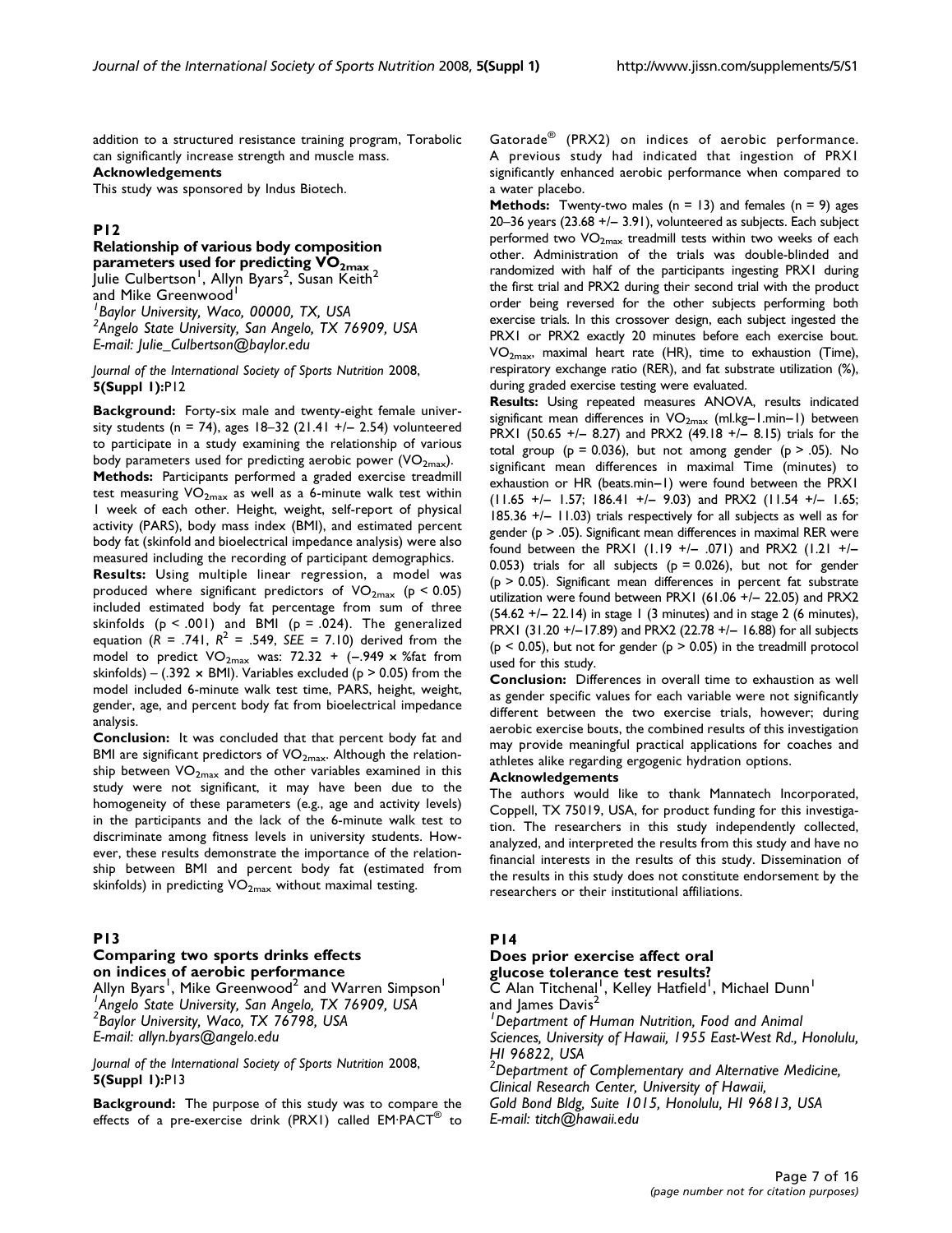addition to a structured resistance training program, Torabolic can significantly increase strength and muscle mass.

**Acknowledgements**

This study was sponsored by Indus Biotech.

## P12

### Relationship of various body composition parameters used for predicting $VO_{2max}$

Julie Culbertson[1], Allyn Byars[2], Susan Keith[2] and Mike Greenwood[1]

[1]*Baylor University, Waco, 00000, TX, USA*
[2]*Angelo State University, San Angelo, TX 76909, USA*
*E-mail: Julie_Culbertson@baylor.edu*

*Journal of the International Society of Sports Nutrition* 2008, **5(Suppl 1):**P12

**Background:** Forty-six male and twenty-eight female university students (n = 74), ages 18–32 (21.41 +/– 2.54) volunteered to participate in a study examining the relationship of various body parameters used for predicting aerobic power ($VO_{2max}$).

**Methods:** Participants performed a graded exercise treadmill test measuring $VO_{2max}$ as well as a 6-minute walk test within 1 week of each other. Height, weight, self-report of physical activity (PARS), body mass index (BMI), and estimated percent body fat (skinfold and bioelectrical impedance analysis) were also measured including the recording of participant demographics.

**Results:** Using multiple linear regression, a model was produced where significant predictors of $VO_{2max}$ ($p < 0.05$) included estimated body fat percentage from sum of three skinfolds ($p < .001$) and BMI ($p = .024$). The generalized equation ($R = .741$, $R^2 = .549$, $SEE = 7.10$) derived from the model to predict $VO_{2max}$ was: $72.32 + (-.949 \times \%\text{fat from skinfolds}) - (.392 \times \text{BMI})$. Variables excluded ($p > 0.05$) from the model included 6-minute walk test time, PARS, height, weight, gender, age, and percent body fat from bioelectrical impedance analysis.

**Conclusion:** It was concluded that that percent body fat and BMI are significant predictors of $VO_{2max}$. Although the relationship between $VO_{2max}$ and the other variables examined in this study were not significant, it may have been due to the homogeneity of these parameters (e.g., age and activity levels) in the participants and the lack of the 6-minute walk test to discriminate among fitness levels in university students. However, these results demonstrate the importance of the relationship between BMI and percent body fat (estimated from skinfolds) in predicting $VO_{2max}$ without maximal testing.

## P13

### Comparing two sports drinks effects on indices of aerobic performance

Allyn Byars[1], Mike Greenwood[2] and Warren Simpson[1]

[1]*Angelo State University, San Angelo, TX 76909, USA*
[2]*Baylor University, Waco, TX 76798, USA*
*E-mail: allyn.byars@angelo.edu*

*Journal of the International Society of Sports Nutrition* 2008, **5(Suppl 1):**P13

**Background:** The purpose of this study was to compare the effects of a pre-exercise drink (PRX1) called EM·PACT® to Gatorade® (PRX2) on indices of aerobic performance. A previous study had indicated that ingestion of PRX1 significantly enhanced aerobic performance when compared to a water placebo.

**Methods:** Twenty-two males (n = 13) and females (n = 9) ages 20–36 years (23.68 +/– 3.91), volunteered as subjects. Each subject performed two $VO_{2max}$ treadmill tests within two weeks of each other. Administration of the trials was double-blinded and randomized with half of the participants ingesting PRX1 during the first trial and PRX2 during their second trial with the product order being reversed for the other subjects performing both exercise trials. In this crossover design, each subject ingested the PRX1 or PRX2 exactly 20 minutes before each exercise bout. $VO_{2max}$, maximal heart rate (HR), time to exhaustion (Time), respiratory exchange ratio (RER), and fat substrate utilization (%), during graded exercise testing were evaluated.

**Results:** Using repeated measures ANOVA, results indicated significant mean differences in $VO_{2max}$ (ml.kg–1.min–1) between PRX1 (50.65 +/– 8.27) and PRX2 (49.18 +/– 8.15) trials for the total group ($p = 0.036$), but not among gender ($p > .05$). No significant mean differences in maximal Time (minutes) to exhaustion or HR (beats.min–1) were found between the PRX1 (11.65 +/– 1.57; 186.41 +/– 9.03) and PRX2 (11.54 +/– 1.65; 185.36 +/– 11.03) trials respectively for all subjects as well as for gender ($p > .05$). Significant mean differences in maximal RER were found between the PRX1 (1.19 +/– .071) and PRX2 (1.21 +/– 0.053) trials for all subjects ($p = 0.026$), but not for gender ($p > 0.05$). Significant mean differences in percent fat substrate utilization were found between PRX1 (61.06 +/– 22.05) and PRX2 (54.62 +/– 22.14) in stage 1 (3 minutes) and in stage 2 (6 minutes), PRX1 (31.20 +/–17.89) and PRX2 (22.78 +/– 16.88) for all subjects ($p < 0.05$), but not for gender ($p > 0.05$) in the treadmill protocol used for this study.

**Conclusion:** Differences in overall time to exhaustion as well as gender specific values for each variable were not significantly different between the two exercise trials, however; during aerobic exercise bouts, the combined results of this investigation may provide meaningful practical applications for coaches and athletes alike regarding ergogenic hydration options.

**Acknowledgements**

The authors would like to thank Mannatech Incorporated, Coppell, TX 75019, USA, for product funding for this investigation. The researchers in this study independently collected, analyzed, and interpreted the results from this study and have no financial interests in the results of this study. Dissemination of the results in this study does not constitute endorsement by the researchers or their institutional affiliations.

## P14

### Does prior exercise affect oral glucose tolerance test results?

C Alan Titchenal[1], Kelley Hatfield[1], Michael Dunn[1] and James Davis[2]

[1]*Department of Human Nutrition, Food and Animal Sciences, University of Hawaii, 1955 East-West Rd., Honolulu, HI 96822, USA*
[2]*Department of Complementary and Alternative Medicine, Clinical Research Center, University of Hawaii, Gold Bond Bldg, Suite 1015, Honolulu, HI 96813, USA*
*E-mail: titch@hawaii.edu*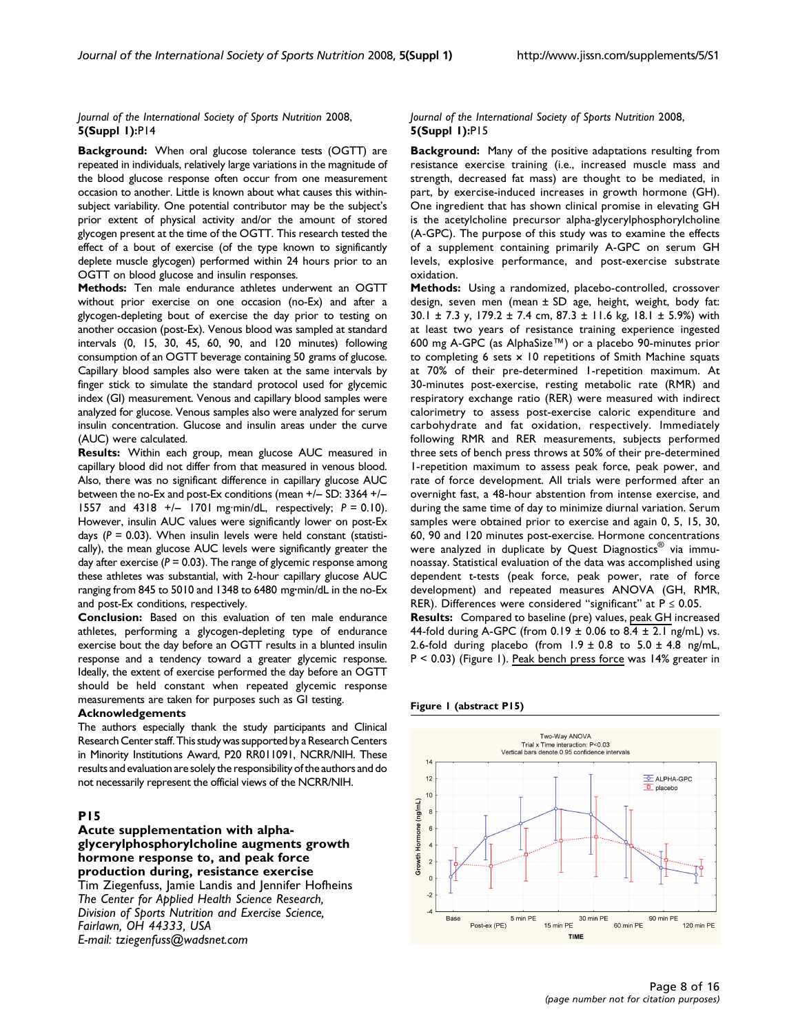*Journal of the International Society of Sports Nutrition* 2008, **5(Suppl 1):**P14

**Background:** When oral glucose tolerance tests (OGTT) are repeated in individuals, relatively large variations in the magnitude of the blood glucose response often occur from one measurement occasion to another. Little is known about what causes this within-subject variability. One potential contributor may be the subject's prior extent of physical activity and/or the amount of stored glycogen present at the time of the OGTT. This research tested the effect of a bout of exercise (of the type known to significantly deplete muscle glycogen) performed within 24 hours prior to an OGTT on blood glucose and insulin responses.

**Methods:** Ten male endurance athletes underwent an OGTT without prior exercise on one occasion (no-Ex) and after a glycogen-depleting bout of exercise the day prior to testing on another occasion (post-Ex). Venous blood was sampled at standard intervals (0, 15, 30, 45, 60, 90, and 120 minutes) following consumption of an OGTT beverage containing 50 grams of glucose. Capillary blood samples also were taken at the same intervals by finger stick to simulate the standard protocol used for glycemic index (GI) measurement. Venous and capillary blood samples were analyzed for glucose. Venous samples also were analyzed for serum insulin concentration. Glucose and insulin areas under the curve (AUC) were calculated.

**Results:** Within each group, mean glucose AUC measured in capillary blood did not differ from that measured in venous blood. Also, there was no significant difference in capillary glucose AUC between the no-Ex and post-Ex conditions (mean +/– SD: 3364 +/– 1557 and 4318 +/– 1701 mg·min/dL, respectively; $P = 0.10$). However, insulin AUC values were significantly lower on post-Ex days ($P = 0.03$). When insulin levels were held constant (statistically), the mean glucose AUC levels were significantly greater the day after exercise ($P = 0.03$). The range of glycemic response among these athletes was substantial, with 2-hour capillary glucose AUC ranging from 845 to 5010 and 1348 to 6480 mg·min/dL in the no-Ex and post-Ex conditions, respectively.

**Conclusion:** Based on this evaluation of ten male endurance athletes, performing a glycogen-depleting type of endurance exercise bout the day before an OGTT results in a blunted insulin response and a tendency toward a greater glycemic response. Ideally, the extent of exercise performed the day before an OGTT should be held constant when repeated glycemic response measurements are taken for purposes such as GI testing.

### Acknowledgements

The authors especially thank the study participants and Clinical Research Center staff. This study was supported by a Research Centers in Minority Institutions Award, P20 RR011091, NCRR/NIH. These results and evaluation are solely the responsibility of the authors and do not necessarily represent the official views of the NCRR/NIH.

## P15

### Acute supplementation with alpha-glycerylphosphorylcholine augments growth hormone response to, and peak force production during, resistance exercise

Tim Ziegenfuss, Jamie Landis and Jennifer Hofheins

*The Center for Applied Health Science Research, Division of Sports Nutrition and Exercise Science, Fairlawn, OH 44333, USA*

*E-mail: tziegenfuss@wadsnet.com*

*Journal of the International Society of Sports Nutrition* 2008, **5(Suppl 1):**P15

**Background:** Many of the positive adaptations resulting from resistance exercise training (i.e., increased muscle mass and strength, decreased fat mass) are thought to be mediated, in part, by exercise-induced increases in growth hormone (GH). One ingredient that has shown clinical promise in elevating GH is the acetylcholine precursor alpha-glycerylphosphorylcholine (A-GPC). The purpose of this study was to examine the effects of a supplement containing primarily A-GPC on serum GH levels, explosive performance, and post-exercise substrate oxidation.

**Methods:** Using a randomized, placebo-controlled, crossover design, seven men (mean ± SD age, height, weight, body fat: 30.1 ± 7.3 y, 179.2 ± 7.4 cm, 87.3 ± 11.6 kg, 18.1 ± 5.9%) with at least two years of resistance training experience ingested 600 mg A-GPC (as AlphaSize™) or a placebo 90-minutes prior to completing 6 sets × 10 repetitions of Smith Machine squats at 70% of their pre-determined 1-repetition maximum. At 30-minutes post-exercise, resting metabolic rate (RMR) and respiratory exchange ratio (RER) were measured with indirect calorimetry to assess post-exercise caloric expenditure and carbohydrate and fat oxidation, respectively. Immediately following RMR and RER measurements, subjects performed three sets of bench press throws at 50% of their pre-determined 1-repetition maximum to assess peak force, peak power, and rate of force development. All trials were performed after an overnight fast, a 48-hour abstention from intense exercise, and during the same time of day to minimize diurnal variation. Serum samples were obtained prior to exercise and again 0, 5, 15, 30, 60, 90 and 120 minutes post-exercise. Hormone concentrations were analyzed in duplicate by Quest Diagnostics® via immunoassay. Statistical evaluation of the data was accomplished using dependent t-tests (peak force, peak power, rate of force development) and repeated measures ANOVA (GH, RMR, RER). Differences were considered "significant" at $P \leq 0.05$.

**Results:** Compared to baseline (pre) values, peak GH increased 44-fold during A-GPC (from 0.19 ± 0.06 to 8.4 ± 2.1 ng/mL) vs. 2.6-fold during placebo (from 1.9 ± 0.8 to 5.0 ± 4.8 ng/mL, $P < 0.03$) (Figure 1). Peak bench press force was 14% greater in

**Figure 1 (abstract P15)**

Two-Way ANOVA
Trial x Time interaction: P<0.03
Vertical bars denote 0.95 confidence intervals

ALPHA-GPC
placebo

Growth Hormone (ng/mL)
14
12
10
8
6
4
2
0
-2
-4

Base
Post-ex (PE)
5 min PE
15 min PE
30 min PE
60 min PE
90 min PE
120 min PE

TIME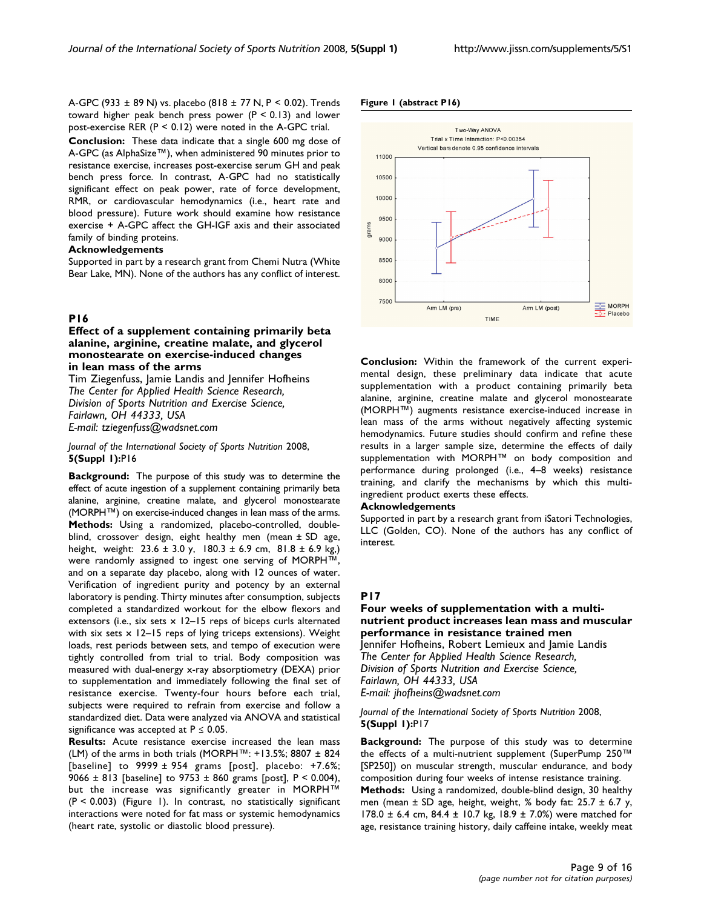A-GPC (933 ± 89 N) vs. placebo (818 ± 77 N, P < 0.02). Trends toward higher peak bench press power (P < 0.13) and lower post-exercise RER (P < 0.12) were noted in the A-GPC trial.

**Conclusion:** These data indicate that a single 600 mg dose of A-GPC (as AlphaSize™), when administered 90 minutes prior to resistance exercise, increases post-exercise serum GH and peak bench press force. In contrast, A-GPC had no statistically significant effect on peak power, rate of force development, RMR, or cardiovascular hemodynamics (i.e., heart rate and blood pressure). Future work should examine how resistance exercise + A-GPC affect the GH-IGF axis and their associated family of binding proteins.

**Acknowledgements**

Supported in part by a research grant from Chemi Nutra (White Bear Lake, MN). None of the authors has any conflict of interest.

## P16

### Effect of a supplement containing primarily beta alanine, arginine, creatine malate, and glycerol monostearate on exercise-induced changes in lean mass of the arms

Tim Ziegenfuss, Jamie Landis and Jennifer Hofheins

*The Center for Applied Health Science Research, Division of Sports Nutrition and Exercise Science, Fairlawn, OH 44333, USA*

*E-mail: tziegenfuss@wadsnet.com*

*Journal of the International Society of Sports Nutrition* 2008, **5(Suppl 1):**P16

**Background:** The purpose of this study was to determine the effect of acute ingestion of a supplement containing primarily beta alanine, arginine, creatine malate, and glycerol monostearate (MORPH™) on exercise-induced changes in lean mass of the arms.

**Methods:** Using a randomized, placebo-controlled, double-blind, crossover design, eight healthy men (mean ± SD age, height, weight: 23.6 ± 3.0 y, 180.3 ± 6.9 cm, 81.8 ± 6.9 kg,) were randomly assigned to ingest one serving of MORPH™, and on a separate day placebo, along with 12 ounces of water. Verification of ingredient purity and potency by an external laboratory is pending. Thirty minutes after consumption, subjects completed a standardized workout for the elbow flexors and extensors (i.e., six sets × 12–15 reps of biceps curls alternated with six sets × 12–15 reps of lying triceps extensions). Weight loads, rest periods between sets, and tempo of execution were tightly controlled from trial to trial. Body composition was measured with dual-energy x-ray absorptiometry (DEXA) prior to supplementation and immediately following the final set of resistance exercise. Twenty-four hours before each trial, subjects were required to refrain from exercise and follow a standardized diet. Data were analyzed via ANOVA and statistical significance was accepted at P ≤ 0.05.

**Results:** Acute resistance exercise increased the lean mass (LM) of the arms in both trials (MORPH™: +13.5%; 8807 ± 824 [baseline] to 9999 ± 954 grams [post], placebo: +7.6%; 9066 ± 813 [baseline] to 9753 ± 860 grams [post], P < 0.004), but the increase was significantly greater in MORPH™ (P < 0.003) (Figure 1). In contrast, no statistically significant interactions were noted for fat mass or systemic hemodynamics (heart rate, systolic or diastolic blood pressure).

**Figure 1 (abstract P16)**

**Conclusion:** Within the framework of the current experimental design, these preliminary data indicate that acute supplementation with a product containing primarily beta alanine, arginine, creatine malate and glycerol monostearate (MORPH™) augments resistance exercise-induced increase in lean mass of the arms without negatively affecting systemic hemodynamics. Future studies should confirm and refine these results in a larger sample size, determine the effects of daily supplementation with MORPH™ on body composition and performance during prolonged (i.e., 4–8 weeks) resistance training, and clarify the mechanisms by which this multi-ingredient product exerts these effects.

**Acknowledgements**

Supported in part by a research grant from iSatori Technologies, LLC (Golden, CO). None of the authors has any conflict of interest.

## P17

### Four weeks of supplementation with a multi-nutrient product increases lean mass and muscular performance in resistance trained men

Jennifer Hofheins, Robert Lemieux and Jamie Landis

*The Center for Applied Health Science Research, Division of Sports Nutrition and Exercise Science, Fairlawn, OH 44333, USA*

*E-mail: jhofheins@wadsnet.com*

*Journal of the International Society of Sports Nutrition* 2008, **5(Suppl 1):**P17

**Background:** The purpose of this study was to determine the effects of a multi-nutrient supplement (SuperPump 250™ [SP250]) on muscular strength, muscular endurance, and body composition during four weeks of intense resistance training.

**Methods:** Using a randomized, double-blind design, 30 healthy men (mean ± SD age, height, weight, % body fat: 25.7 ± 6.7 y, 178.0 ± 6.4 cm, 84.4 ± 10.7 kg, 18.9 ± 7.0%) were matched for age, resistance training history, daily caffeine intake, weekly meat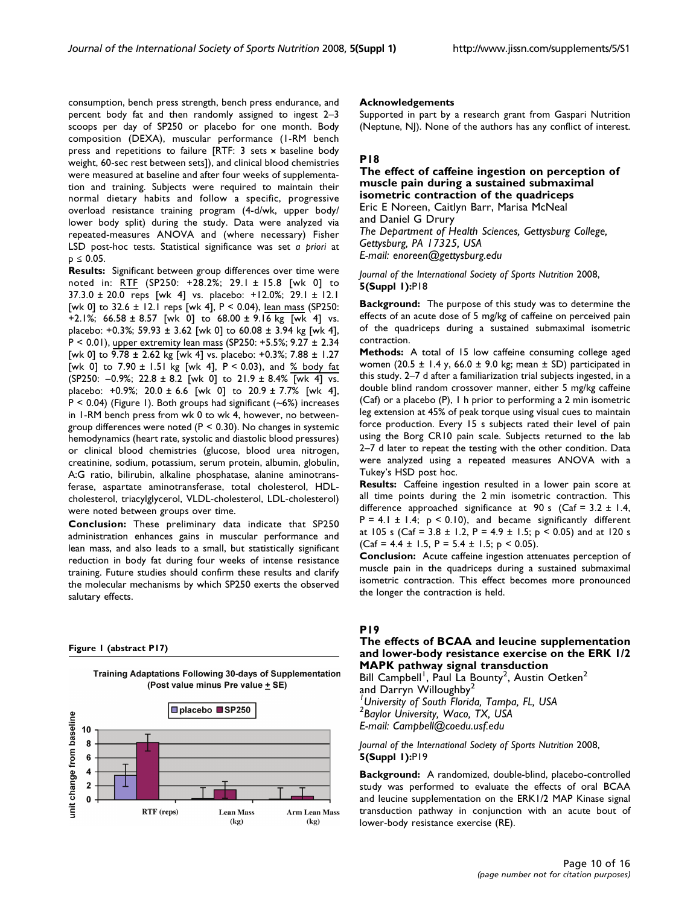consumption, bench press strength, bench press endurance, and percent body fat and then randomly assigned to ingest 2–3 scoops per day of SP250 or placebo for one month. Body composition (DEXA), muscular performance (1-RM bench press and repetitions to failure [RTF: 3 sets × baseline body weight, 60-sec rest between sets]), and clinical blood chemistries were measured at baseline and after four weeks of supplementation and training. Subjects were required to maintain their normal dietary habits and follow a specific, progressive overload resistance training program (4-d/wk, upper body/ lower body split) during the study. Data were analyzed via repeated-measures ANOVA and (where necessary) Fisher LSD post-hoc tests. Statistical significance was set *a priori* at $p \leq 0.05$.

**Results:** Significant between group differences over time were noted in: RTF (SP250: +28.2%; 29.1 ± 15.8 [wk 0] to 37.3.0 ± 20.0 reps [wk 4] vs. placebo: +12.0%; 29.1 ± 12.1 [wk 0] to 32.6 ± 12.1 reps [wk 4], $P < 0.04$), lean mass (SP250: +2.1%; 66.58 ± 8.57 [wk 0] to 68.00 ± 9.16 kg [wk 4] vs. placebo: +0.3%; 59.93 ± 3.62 [wk 0] to 60.08 ± 3.94 kg [wk 4], $P < 0.01$), upper extremity lean mass (SP250: +5.5%; 9.27 ± 2.34 [wk 0] to 9.78 ± 2.62 kg [wk 4] vs. placebo: +0.3%; 7.88 ± 1.27 [wk 0] to 7.90 ± 1.51 kg [wk 4], $P < 0.03$), and % body fat (SP250: –0.9%; 22.8 ± 8.2 [wk 0] to 21.9 ± 8.4% [wk 4] vs. placebo: +0.9%; 20.0 ± 6.6 [wk 0] to 20.9 ± 7.7% [wk 4], $P < 0.04$) (Figure 1). Both groups had significant (~6%) increases in 1-RM bench press from wk 0 to wk 4, however, no between-group differences were noted ($P < 0.30$). No changes in systemic hemodynamics (heart rate, systolic and diastolic blood pressures) or clinical blood chemistries (glucose, blood urea nitrogen, creatinine, sodium, potassium, serum protein, albumin, globulin, A:G ratio, bilirubin, alkaline phosphatase, alanine aminotransferase, aspartate aminotransferase, total cholesterol, HDL-cholesterol, triacylglycerol, VLDL-cholesterol, LDL-cholesterol) were noted between groups over time.

**Conclusion:** These preliminary data indicate that SP250 administration enhances gains in muscular performance and lean mass, and also leads to a small, but statistically significant reduction in body fat during four weeks of intense resistance training. Future studies should confirm these results and clarify the molecular mechanisms by which SP250 exerts the observed salutary effects.

**Figure 1 (abstract P17)**

Training Adaptations Following 30-days of Supplementation (Post value minus Pre value ± SE)

placebo SP250

unit change from baseline

10
8
6
4
2
0

RTF (reps)
Lean Mass (kg)
Arm Lean Mass (kg)

#### Acknowledgements

Supported in part by a research grant from Gaspari Nutrition (Neptune, NJ). None of the authors has any conflict of interest.

## P18

### The effect of caffeine ingestion on perception of muscle pain during a sustained submaximal isometric contraction of the quadriceps

Eric E Noreen, Caitlyn Barr, Marisa McNeal and Daniel G Drury

*The Department of Health Sciences, Gettysburg College, Gettysburg, PA 17325, USA*

*E-mail: enoreen@gettysburg.edu*

*Journal of the International Society of Sports Nutrition* 2008, **5(Suppl 1):**P18

**Background:** The purpose of this study was to determine the effects of an acute dose of 5 mg/kg of caffeine on perceived pain of the quadriceps during a sustained submaximal isometric contraction.

**Methods:** A total of 15 low caffeine consuming college aged women (20.5 ± 1.4 y, 66.0 ± 9.0 kg; mean ± SD) participated in this study. 2–7 d after a familiarization trial subjects ingested, in a double blind random crossover manner, either 5 mg/kg caffeine (Caf) or a placebo (P), 1 h prior to performing a 2 min isometric leg extension at 45% of peak torque using visual cues to maintain force production. Every 15 s subjects rated their level of pain using the Borg CR10 pain scale. Subjects returned to the lab 2–7 d later to repeat the testing with the other condition. Data were analyzed using a repeated measures ANOVA with a Tukey's HSD post hoc.

**Results:** Caffeine ingestion resulted in a lower pain score at all time points during the 2 min isometric contraction. This difference approached significance at 90 s (Caf = 3.2 ± 1.4, P = 4.1 ± 1.4; $p < 0.10$), and became significantly different at 105 s (Caf = 3.8 ± 1.2, P = 4.9 ± 1.5; $p < 0.05$) and at 120 s (Caf = 4.4 ± 1.5, P = 5.4 ± 1.5; $p < 0.05$).

**Conclusion:** Acute caffeine ingestion attenuates perception of muscle pain in the quadriceps during a sustained submaximal isometric contraction. This effect becomes more pronounced the longer the contraction is held.

## P19

### The effects of BCAA and leucine supplementation and lower-body resistance exercise on the ERK 1/2 MAPK pathway signal transduction

Bill Campbell[1], Paul La Bounty[2], Austin Oetken[2] and Darryn Willoughby[2]

[1]*University of South Florida, Tampa, FL, USA*
[2]*Baylor University, Waco, TX, USA*

*E-mail: Campbell@coedu.usf.edu*

*Journal of the International Society of Sports Nutrition* 2008, **5(Suppl 1):**P19

**Background:** A randomized, double-blind, placebo-controlled study was performed to evaluate the effects of oral BCAA and leucine supplementation on the ERK1/2 MAP Kinase signal transduction pathway in conjunction with an acute bout of lower-body resistance exercise (RE).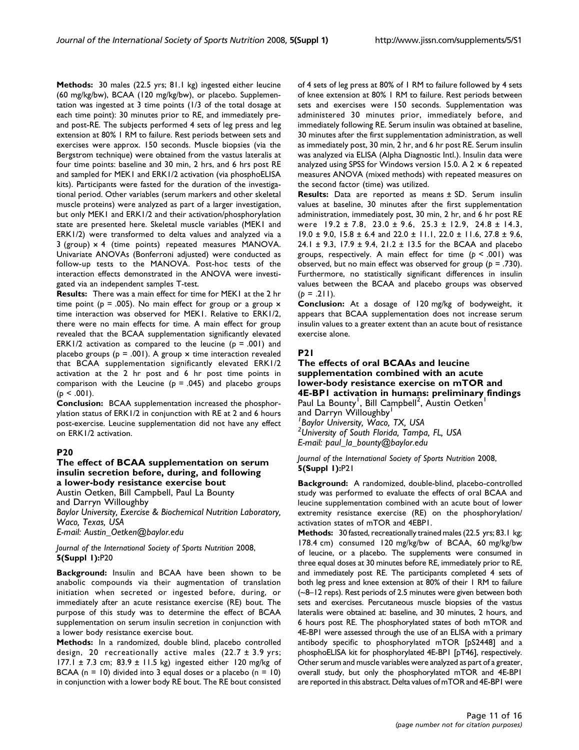**Methods:** 30 males (22.5 yrs; 81.1 kg) ingested either leucine (60 mg/kg/bw), BCAA (120 mg/kg/bw), or placebo. Supplementation was ingested at 3 time points (1/3 of the total dosage at each time point): 30 minutes prior to RE, and immediately pre- and post-RE. The subjects performed 4 sets of leg press and leg extension at 80% 1 RM to failure. Rest periods between sets and exercises were approx. 150 seconds. Muscle biopsies (via the Bergstrom technique) were obtained from the vastus lateralis at four time points: baseline and 30 min, 2 hrs, and 6 hrs post RE and sampled for MEK1 and ERK1/2 activation (via phosphoELISA kits). Participants were fasted for the duration of the investigational period. Other variables (serum markers and other skeletal muscle proteins) were analyzed as part of a larger investigation, but only MEK1 and ERK1/2 and their activation/phosphorylation state are presented here. Skeletal muscle variables (MEK1 and ERK1/2) were transformed to delta values and analyzed via a 3 (group) × 4 (time points) repeated measures MANOVA. Univariate ANOVAs (Bonferroni adjusted) were conducted as follow-up tests to the MANOVA. Post-hoc tests of the interaction effects demonstrated in the ANOVA were investigated via an independent samples T-test.

**Results:** There was a main effect for time for MEK1 at the 2 hr time point ($p = .005$). No main effect for group or a group × time interaction was observed for MEK1. Relative to ERK1/2, there were no main effects for time. A main effect for group revealed that the BCAA supplementation significantly elevated ERK1/2 activation as compared to the leucine ($p = .001$) and placebo groups ($p = .001$). A group × time interaction revealed that BCAA supplementation significantly elevated ERK1/2 activation at the 2 hr post and 6 hr post time points in comparison with the Leucine ($p = .045$) and placebo groups ($p < .001$).

**Conclusion:** BCAA supplementation increased the phosphorylation status of ERK1/2 in conjunction with RE at 2 and 6 hours post-exercise. Leucine supplementation did not have any effect on ERK1/2 activation.

## P20

### The effect of BCAA supplementation on serum insulin secretion before, during, and following a lower-body resistance exercise bout

Austin Oetken, Bill Campbell, Paul La Bounty and Darryn Willoughby

*Baylor University, Exercise & Biochemical Nutrition Laboratory, Waco, Texas, USA*

*E-mail: Austin_Oetken@baylor.edu*

*Journal of the International Society of Sports Nutrition* 2008, **5(Suppl 1):**P20

**Background:** Insulin and BCAA have been shown to be anabolic compounds via their augmentation of translation initiation when secreted or ingested before, during, or immediately after an acute resistance exercise (RE) bout. The purpose of this study was to determine the effect of BCAA supplementation on serum insulin secretion in conjunction with a lower body resistance exercise bout.

**Methods:** In a randomized, double blind, placebo controlled design, 20 recreationally active males (22.7 ± 3.9 yrs; 177.1 ± 7.3 cm; 83.9 ± 11.5 kg) ingested either 120 mg/kg of BCAA (n = 10) divided into 3 equal doses or a placebo (n = 10) in conjunction with a lower body RE bout. The RE bout consisted of 4 sets of leg press at 80% of 1 RM to failure followed by 4 sets of knee extension at 80% 1 RM to failure. Rest periods between sets and exercises were 150 seconds. Supplementation was administered 30 minutes prior, immediately before, and immediately following RE. Serum insulin was obtained at baseline, 30 minutes after the first supplementation administration, as well as immediately post, 30 min, 2 hr, and 6 hr post RE. Serum insulin was analyzed via ELISA (Alpha Diagnostic Intl.). Insulin data were analyzed using SPSS for Windows version 15.0. A 2 × 6 repeated measures ANOVA (mixed methods) with repeated measures on the second factor (time) was utilized.

**Results:** Data are reported as means ± SD. Serum insulin values at baseline, 30 minutes after the first supplementation administration, immediately post, 30 min, 2 hr, and 6 hr post RE were 19.2 ± 7.8, 23.0 ± 9.6, 25.3 ± 12.9, 24.8 ± 14.3, 19.0 ± 9.0, 15.8 ± 6.4 and 22.0 ± 11.1, 22.0 ± 11.6, 27.8 ± 9.6, 24.1 ± 9.3, 17.9 ± 9.4, 21.2 ± 13.5 for the BCAA and placebo groups, respectively. A main effect for time ($p < .001$) was observed, but no main effect was observed for group ($p = .730$). Furthermore, no statistically significant differences in insulin values between the BCAA and placebo groups was observed ($p = .211$).

**Conclusion:** At a dosage of 120 mg/kg of bodyweight, it appears that BCAA supplementation does not increase serum insulin values to a greater extent than an acute bout of resistance exercise alone.

## P21

### The effects of oral BCAAs and leucine supplementation combined with an acute lower-body resistance exercise on mTOR and 4E-BP1 activation in humans: preliminary findings

Paul La Bounty[1], Bill Campbell[2], Austin Oetken[1] and Darryn Willoughby[1]

[1]*Baylor University, Waco, TX, USA*
[2]*University of South Florida, Tampa, FL, USA*
*E-mail: paul_la_bounty@baylor.edu*

*Journal of the International Society of Sports Nutrition* 2008, **5(Suppl 1):**P21

**Background:** A randomized, double-blind, placebo-controlled study was performed to evaluate the effects of oral BCAA and leucine supplementation combined with an acute bout of lower extremity resistance exercise (RE) on the phosphorylation/activation states of mTOR and 4EBP1.

**Methods:** 30 fasted, recreationally trained males (22.5 yrs; 83.1 kg; 178.4 cm) consumed 120 mg/kg/bw of BCAA, 60 mg/kg/bw of leucine, or a placebo. The supplements were consumed in three equal doses at 30 minutes before RE, immediately prior to RE, and immediately post RE. The participants completed 4 sets of both leg press and knee extension at 80% of their 1 RM to failure (~8–12 reps). Rest periods of 2.5 minutes were given between both sets and exercises. Percutaneous muscle biopsies of the vastus lateralis were obtained at: baseline, and 30 minutes, 2 hours, and 6 hours post RE. The phosphorylated states of both mTOR and 4E-BP1 were assessed through the use of an ELISA with a primary antibody specific to phosphorylated mTOR [pS2448] and a phosphoELISA kit for phosphorylated 4E-BP1 [pT46], respectively. Other serum and muscle variables were analyzed as part of a greater, overall study, but only the phosphorylated mTOR and 4E-BP1 are reported in this abstract. Delta values of mTOR and 4E-BP1 were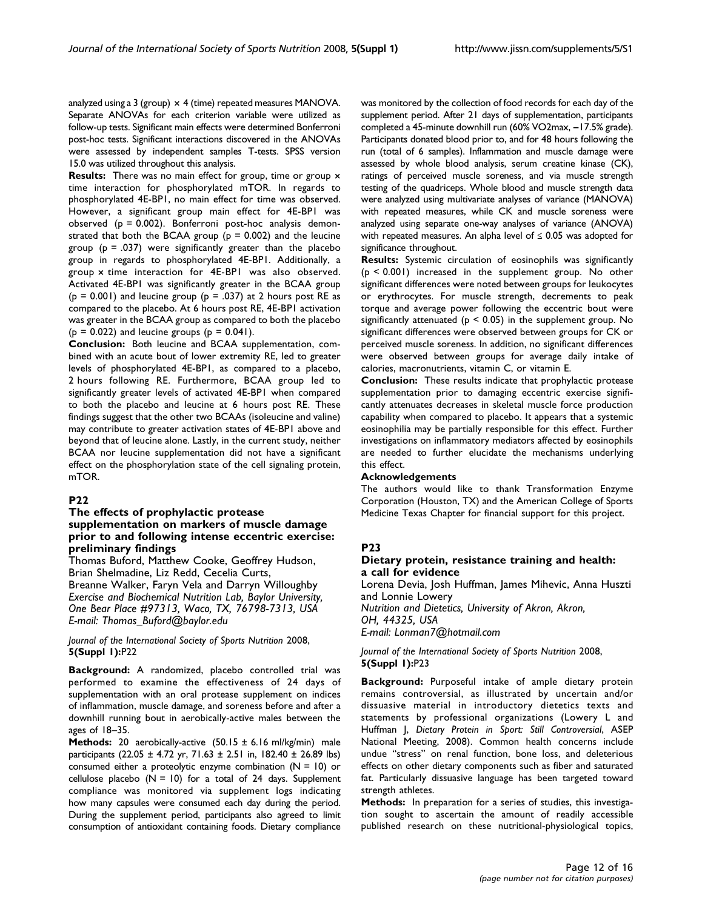analyzed using a 3 (group) × 4 (time) repeated measures MANOVA. Separate ANOVAs for each criterion variable were utilized as follow-up tests. Significant main effects were determined Bonferroni post-hoc tests. Significant interactions discovered in the ANOVAs were assessed by independent samples T-tests. SPSS version 15.0 was utilized throughout this analysis.

**Results:** There was no main effect for group, time or group × time interaction for phosphorylated mTOR. In regards to phosphorylated 4E-BP1, no main effect for time was observed. However, a significant group main effect for 4E-BP1 was observed ($p = 0.002$). Bonferroni post-hoc analysis demonstrated that both the BCAA group ($p = 0.002$) and the leucine group ($p = .037$) were significantly greater than the placebo group in regards to phosphorylated 4E-BP1. Additionally, a group × time interaction for 4E-BP1 was also observed. Activated 4E-BP1 was significantly greater in the BCAA group ($p = 0.001$) and leucine group ($p = .037$) at 2 hours post RE as compared to the placebo. At 6 hours post RE, 4E-BP1 activation was greater in the BCAA group as compared to both the placebo ($p = 0.022$) and leucine groups ($p = 0.041$).

**Conclusion:** Both leucine and BCAA supplementation, combined with an acute bout of lower extremity RE, led to greater levels of phosphorylated 4E-BP1, as compared to a placebo, 2 hours following RE. Furthermore, BCAA group led to significantly greater levels of activated 4E-BP1 when compared to both the placebo and leucine at 6 hours post RE. These findings suggest that the other two BCAAs (isoleucine and valine) may contribute to greater activation states of 4E-BP1 above and beyond that of leucine alone. Lastly, in the current study, neither BCAA nor leucine supplementation did not have a significant effect on the phosphorylation state of the cell signaling protein, mTOR.

## P22

### The effects of prophylactic protease supplementation on markers of muscle damage prior to and following intense eccentric exercise: preliminary findings

Thomas Buford, Matthew Cooke, Geoffrey Hudson, Brian Shelmadine, Liz Redd, Cecelia Curts, Breanne Walker, Faryn Vela and Darryn Willoughby
*Exercise and Biochemical Nutrition Lab, Baylor University, One Bear Place #97313, Waco, TX, 76798-7313, USA*
*E-mail: Thomas_Buford@baylor.edu*

*Journal of the International Society of Sports Nutrition* 2008, **5(Suppl 1):**P22

**Background:** A randomized, placebo controlled trial was performed to examine the effectiveness of 24 days of supplementation with an oral protease supplement on indices of inflammation, muscle damage, and soreness before and after a downhill running bout in aerobically-active males between the ages of 18–35.

**Methods:** 20 aerobically-active (50.15 ± 6.16 ml/kg/min) male participants (22.05 ± 4.72 yr, 71.63 ± 2.51 in, 182.40 ± 26.89 lbs) consumed either a proteolytic enzyme combination ($N = 10$) or cellulose placebo ($N = 10$) for a total of 24 days. Supplement compliance was monitored via supplement logs indicating how many capsules were consumed each day during the period. During the supplement period, participants also agreed to limit consumption of antioxidant containing foods. Dietary compliance was monitored by the collection of food records for each day of the supplement period. After 21 days of supplementation, participants completed a 45-minute downhill run (60% VO2max, –17.5% grade). Participants donated blood prior to, and for 48 hours following the run (total of 6 samples). Inflammation and muscle damage were assessed by whole blood analysis, serum creatine kinase (CK), ratings of perceived muscle soreness, and via muscle strength testing of the quadriceps. Whole blood and muscle strength data were analyzed using multivariate analyses of variance (MANOVA) with repeated measures, while CK and muscle soreness were analyzed using separate one-way analyses of variance (ANOVA) with repeated measures. An alpha level of ≤ 0.05 was adopted for significance throughout.

**Results:** Systemic circulation of eosinophils was significantly ($p < 0.001$) increased in the supplement group. No other significant differences were noted between groups for leukocytes or erythrocytes. For muscle strength, decrements to peak torque and average power following the eccentric bout were significantly attenuated ($p < 0.05$) in the supplement group. No significant differences were observed between groups for CK or perceived muscle soreness. In addition, no significant differences were observed between groups for average daily intake of calories, macronutrients, vitamin C, or vitamin E.

**Conclusion:** These results indicate that prophylactic protease supplementation prior to damaging eccentric exercise significantly attenuates decreases in skeletal muscle force production capability when compared to placebo. It appears that a systemic eosinophilia may be partially responsible for this effect. Further investigations on inflammatory mediators affected by eosinophils are needed to further elucidate the mechanisms underlying this effect.

**Acknowledgements**

The authors would like to thank Transformation Enzyme Corporation (Houston, TX) and the American College of Sports Medicine Texas Chapter for financial support for this project.

## P23

### Dietary protein, resistance training and health: a call for evidence

Lorena Devia, Josh Huffman, James Mihevic, Anna Huszti and Lonnie Lowery
*Nutrition and Dietetics, University of Akron, Akron, OH, 44325, USA*
*E-mail: Lonman7@hotmail.com*

*Journal of the International Society of Sports Nutrition* 2008, **5(Suppl 1):**P23

**Background:** Purposeful intake of ample dietary protein remains controversial, as illustrated by uncertain and/or dissuasive material in introductory dietetics texts and statements by professional organizations (Lowery L and Huffman J, *Dietary Protein in Sport: Still Controversial*, ASEP National Meeting, 2008). Common health concerns include undue "stress" on renal function, bone loss, and deleterious effects on other dietary components such as fiber and saturated fat. Particularly dissuasive language has been targeted toward strength athletes.

**Methods:** In preparation for a series of studies, this investigation sought to ascertain the amount of readily accessible published research on these nutritional-physiological topics,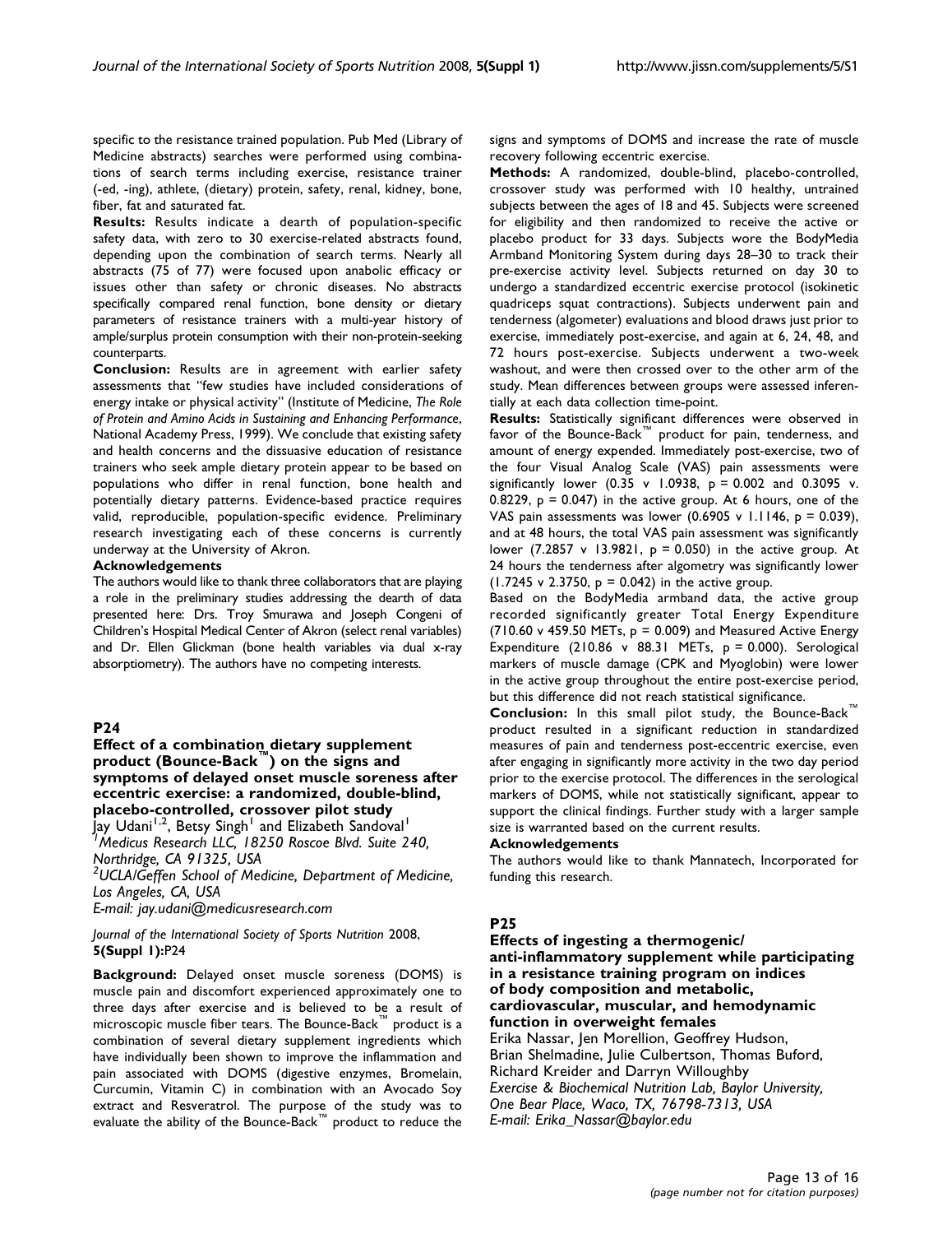specific to the resistance trained population. Pub Med (Library of Medicine abstracts) searches were performed using combinations of search terms including exercise, resistance trainer (-ed, -ing), athlete, (dietary) protein, safety, renal, kidney, bone, fiber, fat and saturated fat.

**Results:** Results indicate a dearth of population-specific safety data, with zero to 30 exercise-related abstracts found, depending upon the combination of search terms. Nearly all abstracts (75 of 77) were focused upon anabolic efficacy or issues other than safety or chronic diseases. No abstracts specifically compared renal function, bone density or dietary parameters of resistance trainers with a multi-year history of ample/surplus protein consumption with their non-protein-seeking counterparts.

**Conclusion:** Results are in agreement with earlier safety assessments that "few studies have included considerations of energy intake or physical activity" (Institute of Medicine, *The Role of Protein and Amino Acids in Sustaining and Enhancing Performance*, National Academy Press, 1999). We conclude that existing safety and health concerns and the dissuasive education of resistance trainers who seek ample dietary protein appear to be based on populations who differ in renal function, bone health and potentially dietary patterns. Evidence-based practice requires valid, reproducible, population-specific evidence. Preliminary research investigating each of these concerns is currently underway at the University of Akron.

### Acknowledgements

The authors would like to thank three collaborators that are playing a role in the preliminary studies addressing the dearth of data presented here: Drs. Troy Smurawa and Joseph Congeni of Children's Hospital Medical Center of Akron (select renal variables) and Dr. Ellen Glickman (bone health variables via dual x-ray absorptiometry). The authors have no competing interests.

## P24

### Effect of a combination dietary supplement product (Bounce-Back™) on the signs and symptoms of delayed onset muscle soreness after eccentric exercise: a randomized, double-blind, placebo-controlled, crossover pilot study

Jay Udani[1,2], Betsy Singh[1] and Elizabeth Sandoval[1]

[1]*Medicus Research LLC, 18250 Roscoe Blvd. Suite 240, Northridge, CA 91325, USA*

[2]*UCLA/Geffen School of Medicine, Department of Medicine, Los Angeles, CA, USA*

*E-mail: jay.udani@medicusresearch.com*

*Journal of the International Society of Sports Nutrition* 2008, **5(Suppl 1):**P24

**Background:** Delayed onset muscle soreness (DOMS) is muscle pain and discomfort experienced approximately one to three days after exercise and is believed to be a result of microscopic muscle fiber tears. The Bounce-Back™ product is a combination of several dietary supplement ingredients which have individually been shown to improve the inflammation and pain associated with DOMS (digestive enzymes, Bromelain, Curcumin, Vitamin C) in combination with an Avocado Soy extract and Resveratrol. The purpose of the study was to evaluate the ability of the Bounce-Back™ product to reduce the signs and symptoms of DOMS and increase the rate of muscle recovery following eccentric exercise.

**Methods:** A randomized, double-blind, placebo-controlled, crossover study was performed with 10 healthy, untrained subjects between the ages of 18 and 45. Subjects were screened for eligibility and then randomized to receive the active or placebo product for 33 days. Subjects wore the BodyMedia Armband Monitoring System during days 28–30 to track their pre-exercise activity level. Subjects returned on day 30 to undergo a standardized eccentric exercise protocol (isokinetic quadriceps squat contractions). Subjects underwent pain and tenderness (algometer) evaluations and blood draws just prior to exercise, immediately post-exercise, and again at 6, 24, 48, and 72 hours post-exercise. Subjects underwent a two-week washout, and were then crossed over to the other arm of the study. Mean differences between groups were assessed inferentially at each data collection time-point.

**Results:** Statistically significant differences were observed in favor of the Bounce-Back™ product for pain, tenderness, and amount of energy expended. Immediately post-exercise, two of the four Visual Analog Scale (VAS) pain assessments were significantly lower (0.35 v 1.0938, $p = 0.002$ and 0.3095 v. 0.8229, $p = 0.047$) in the active group. At 6 hours, one of the VAS pain assessments was lower (0.6905 v 1.1146, $p = 0.039$), and at 48 hours, the total VAS pain assessment was significantly lower (7.2857 v 13.9821, $p = 0.050$) in the active group. At 24 hours the tenderness after algometry was significantly lower (1.7245 v 2.3750, $p = 0.042$) in the active group.

Based on the BodyMedia armband data, the active group recorded significantly greater Total Energy Expenditure (710.60 v 459.50 METs, $p = 0.009$) and Measured Active Energy Expenditure (210.86 v 88.31 METs, $p = 0.000$). Serological markers of muscle damage (CPK and Myoglobin) were lower in the active group throughout the entire post-exercise period, but this difference did not reach statistical significance.

**Conclusion:** In this small pilot study, the Bounce-Back™ product resulted in a significant reduction in standardized measures of pain and tenderness post-eccentric exercise, even after engaging in significantly more activity in the two day period prior to the exercise protocol. The differences in the serological markers of DOMS, while not statistically significant, appear to support the clinical findings. Further study with a larger sample size is warranted based on the current results.

### Acknowledgements

The authors would like to thank Mannatech, Incorporated for funding this research.

## P25

### Effects of ingesting a thermogenic/anti-inflammatory supplement while participating in a resistance training program on indices of body composition and metabolic, cardiovascular, muscular, and hemodynamic function in overweight females

Erika Nassar, Jen Morellion, Geoffrey Hudson, Brian Shelmadine, Julie Culbertson, Thomas Buford, Richard Kreider and Darryn Willoughby

*Exercise & Biochemical Nutrition Lab, Baylor University, One Bear Place, Waco, TX, 76798-7313, USA*

*E-mail: Erika_Nassar@baylor.edu*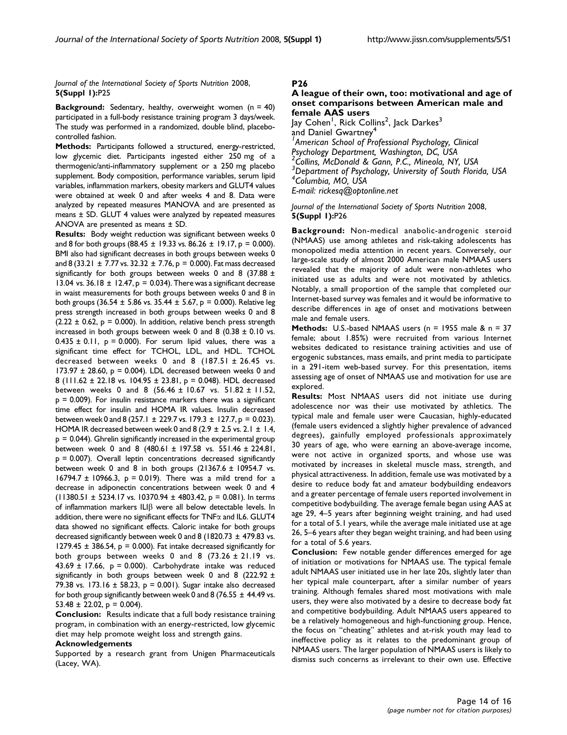*Journal of the International Society of Sports Nutrition* 2008, **5(Suppl 1):**P25

**Background:** Sedentary, healthy, overweight women (n = 40) participated in a full-body resistance training program 3 days/week. The study was performed in a randomized, double blind, placebo-controlled fashion.

**Methods:** Participants followed a structured, energy-restricted, low glycemic diet. Participants ingested either 250 mg of a thermogenic/anti-inflammatory supplement or a 250 mg placebo supplement. Body composition, performance variables, serum lipid variables, inflammation markers, obesity markers and GLUT4 values were obtained at week 0 and after weeks 4 and 8. Data were analyzed by repeated measures MANOVA and are presented as means ± SD. GLUT 4 values were analyzed by repeated measures ANOVA are presented as means ± SD.

**Results:** Body weight reduction was significant between weeks 0 and 8 for both groups (88.45 ± 19.33 vs. 86.26 ± 19.17, p = 0.000). BMI also had significant decreases in both groups between weeks 0 and 8 (33.21 ± 7.77 vs. 32.32 ± 7.76, p = 0.000). Fat mass decreased significantly for both groups between weeks 0 and 8 (37.88 ± 13.04 vs. 36.18 ± 12.47, p = 0.034). There was a significant decrease in waist measurements for both groups between weeks 0 and 8 in both groups (36.54 ± 5.86 vs. 35.44 ± 5.67, p = 0.000). Relative leg press strength increased in both groups between weeks 0 and 8 (2.22 ± 0.62, p = 0.000). In addition, relative bench press strength increased in both groups between week 0 and 8 (0.38 ± 0.10 vs. 0.435 ± 0.11, p = 0.000). For serum lipid values, there was a significant time effect for TCHOL, LDL, and HDL. TCHOL decreased between weeks 0 and 8 (187.51 ± 26.45 vs. 173.97 ± 28.60, p = 0.004). LDL decreased between weeks 0 and 8 (111.62 ± 22.18 vs. 104.95 ± 23.81, p = 0.048). HDL decreased between weeks 0 and 8 (56.46 ± 10.67 vs. 51.82 ± 11.52, p = 0.009). For insulin resistance markers there was a significant time effect for insulin and HOMA IR values. Insulin decreased between week 0 and 8 (257.1 ± 229.7 vs. 179.3 ± 127.7, p = 0.023). HOMA IR decreased between week 0 and 8 (2.9 ± 2.5 vs. 2.1 ± 1.4, p = 0.044). Ghrelin significantly increased in the experimental group between week 0 and 8 (480.61 ± 197.58 vs. 551.46 ± 224.81, p = 0.007). Overall leptin concentrations decreased significantly between week 0 and 8 in both groups (21367.6 ± 10954.7 vs. 16794.7 ± 10966.3, p = 0.019). There was a mild trend for a decrease in adiponectin concentrations between week 0 and 4 (11380.51 ± 5234.17 vs. 10370.94 ± 4803.42, p = 0.081). In terms of inflammation markers IL1β were all below detectable levels. In addition, there were no significant effects for TNFα and IL6. GLUT4 data showed no significant effects. Caloric intake for both groups decreased significantly between week 0 and 8 (1820.73 ± 479.83 vs. 1279.45 ± 386.54, p = 0.000). Fat intake decreased significantly for both groups between weeks 0 and 8 (73.26 ± 21.19 vs. 43.69 ± 17.66, p = 0.000). Carbohydrate intake was reduced significantly in both groups between week 0 and 8 (222.92 ± 79.38 vs. 173.16 ± 58.23, p = 0.001). Sugar intake also decreased for both group significantly between week 0 and 8 (76.55 ± 44.49 vs. 53.48 ± 22.02, p = 0.004).

**Conclusion:** Results indicate that a full body resistance training program, in combination with an energy-restricted, low glycemic diet may help promote weight loss and strength gains.

### Acknowledgements

Supported by a research grant from Unigen Pharmaceuticals (Lacey, WA).

## P26

### A league of their own, too: motivational and age of onset comparisons between American male and female AAS users

Jay Cohen[1], Rick Collins[2], Jack Darkes[3] and Daniel Gwartney[4]

[1]*American School of Professional Psychology, Clinical Psychology Department, Washington, DC, USA*
[2]*Collins, McDonald & Gann, P.C., Mineola, NY, USA*
[3]*Department of Psychology, University of South Florida, USA*
[4]*Columbia, MO, USA*
*E-mail: rickesq@optonline.net*

*Journal of the International Society of Sports Nutrition* 2008, **5(Suppl 1):**P26

**Background:** Non-medical anabolic-androgenic steroid (NMAAS) use among athletes and risk-taking adolescents has monopolized media attention in recent years. Conversely, our large-scale study of almost 2000 American male NMAAS users revealed that the majority of adult were non-athletes who initiated use as adults and were not motivated by athletics. Notably, a small proportion of the sample that completed our Internet-based survey was females and it would be informative to describe differences in age of onset and motivations between male and female users.

**Methods:** U.S.-based NMAAS users (n = 1955 male & n = 37 female; about 1.85%) were recruited from various Internet websites dedicated to resistance training activities and use of ergogenic substances, mass emails, and print media to participate in a 291-item web-based survey. For this presentation, items assessing age of onset of NMAAS use and motivation for use are explored.

**Results:** Most NMAAS users did not initiate use during adolescence nor was their use motivated by athletics. The typical male and female user were Caucasian, highly-educated (female users evidenced a slightly higher prevalence of advanced degrees), gainfully employed professionals approximately 30 years of age, who were earning an above-average income, were not active in organized sports, and whose use was motivated by increases in skeletal muscle mass, strength, and physical attractiveness. In addition, female use was motivated by a desire to reduce body fat and amateur bodybuilding endeavors and a greater percentage of female users reported involvement in competitive bodybuilding. The average female began using AAS at age 29, 4–5 years after beginning weight training, and had used for a total of 5.1 years, while the average male initiated use at age 26, 5–6 years after they began weight training, and had been using for a total of 5.6 years.

**Conclusion:** Few notable gender differences emerged for age of initiation or motivations for NMAAS use. The typical female adult NMAAS user initiated use in her late 20s, slightly later than her typical male counterpart, after a similar number of years training. Although females shared most motivations with male users, they were also motivated by a desire to decrease body fat and competitive bodybuilding. Adult NMAAS users appeared to be a relatively homogeneous and high-functioning group. Hence, the focus on "cheating" athletes and at-risk youth may lead to ineffective policy as it relates to the predominant group of NMAAS users. The larger population of NMAAS users is likely to dismiss such concerns as irrelevant to their own use. Effective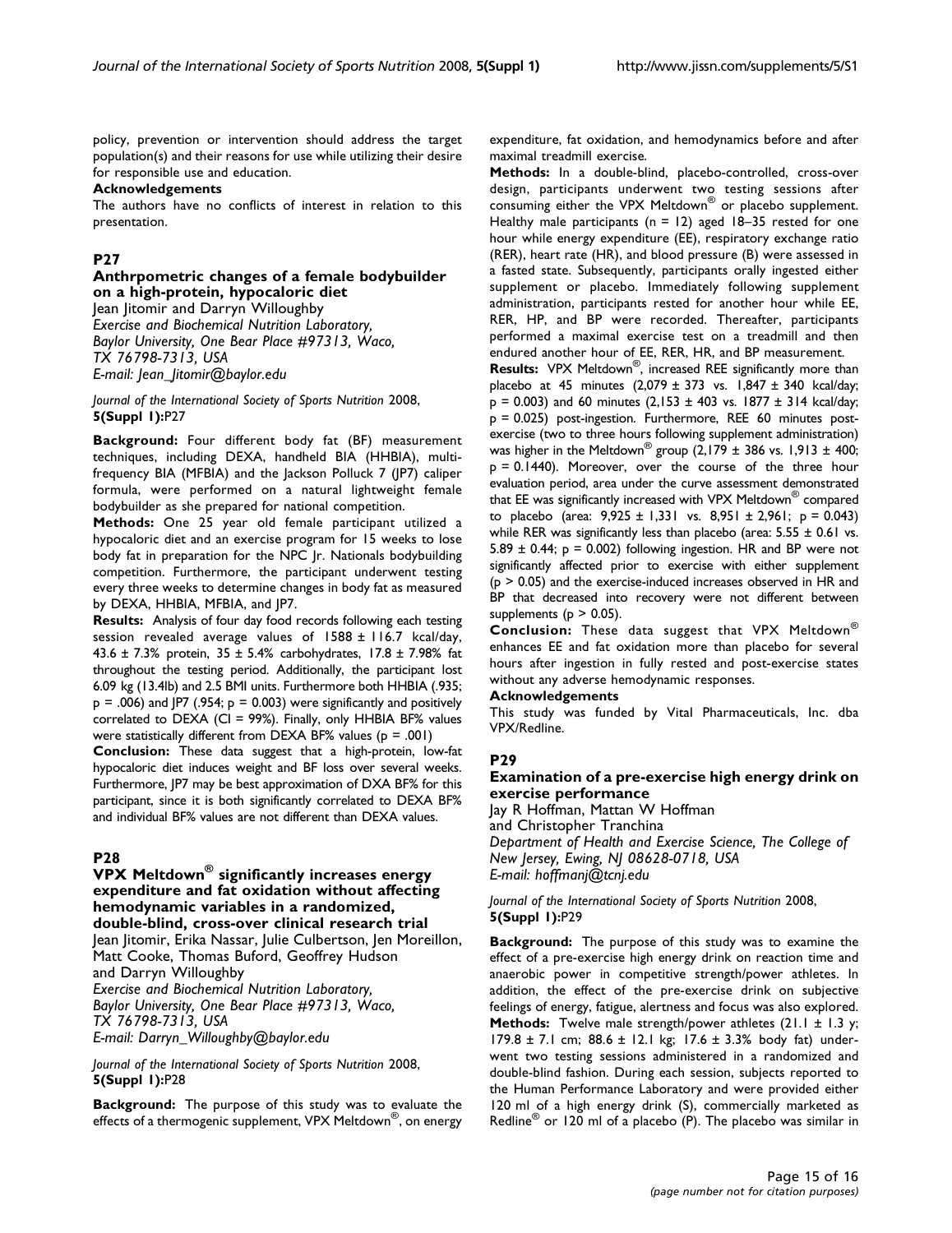policy, prevention or intervention should address the target population(s) and their reasons for use while utilizing their desire for responsible use and education.

### Acknowledgements

The authors have no conflicts of interest in relation to this presentation.

## P27

### Anthrpometric changes of a female bodybuilder on a high-protein, hypocaloric diet

Jean Jitomir and Darryn Willoughby

*Exercise and Biochemical Nutrition Laboratory, Baylor University, One Bear Place #97313, Waco, TX 76798-7313, USA*

*E-mail: Jean_Jitomir@baylor.edu*

*Journal of the International Society of Sports Nutrition* 2008, **5(Suppl 1):**P27

**Background:** Four different body fat (BF) measurement techniques, including DEXA, handheld BIA (HHBIA), multi-frequency BIA (MFBIA) and the Jackson Polluck 7 (JP7) caliper formula, were performed on a natural lightweight female bodybuilder as she prepared for national competition.

**Methods:** One 25 year old female participant utilized a hypocaloric diet and an exercise program for 15 weeks to lose body fat in preparation for the NPC Jr. Nationals bodybuilding competition. Furthermore, the participant underwent testing every three weeks to determine changes in body fat as measured by DEXA, HHBIA, MFBIA, and JP7.

**Results:** Analysis of four day food records following each testing session revealed average values of 1588 ± 116.7 kcal/day, 43.6 ± 7.3% protein, 35 ± 5.4% carbohydrates, 17.8 ± 7.98% fat throughout the testing period. Additionally, the participant lost 6.09 kg (13.4lb) and 2.5 BMI units. Furthermore both HHBIA (.935; $p = .006$) and JP7 (.954; $p = 0.003$) were significantly and positively correlated to DEXA (CI = 99%). Finally, only HHBIA BF% values were statistically different from DEXA BF% values ($p = .001$)

**Conclusion:** These data suggest that a high-protein, low-fat hypocaloric diet induces weight and BF loss over several weeks. Furthermore, JP7 may be best approximation of DXA BF% for this participant, since it is both significantly correlated to DEXA BF% and individual BF% values are not different than DEXA values.

## P28

### VPX Meltdown® significantly increases energy expenditure and fat oxidation without affecting hemodynamic variables in a randomized, double-blind, cross-over clinical research trial

Jean Jitomir, Erika Nassar, Julie Culbertson, Jen Moreillon, Matt Cooke, Thomas Buford, Geoffrey Hudson and Darryn Willoughby

*Exercise and Biochemical Nutrition Laboratory, Baylor University, One Bear Place #97313, Waco, TX 76798-7313, USA*

*E-mail: Darryn_Willoughby@baylor.edu*

*Journal of the International Society of Sports Nutrition* 2008, **5(Suppl 1):**P28

**Background:** The purpose of this study was to evaluate the effects of a thermogenic supplement, VPX Meltdown®, on energy expenditure, fat oxidation, and hemodynamics before and after maximal treadmill exercise.

**Methods:** In a double-blind, placebo-controlled, cross-over design, participants underwent two testing sessions after consuming either the VPX Meltdown® or placebo supplement. Healthy male participants (n = 12) aged 18–35 rested for one hour while energy expenditure (EE), respiratory exchange ratio (RER), heart rate (HR), and blood pressure (B) were assessed in a fasted state. Subsequently, participants orally ingested either supplement or placebo. Immediately following supplement administration, participants rested for another hour while EE, RER, HP, and BP were recorded. Thereafter, participants performed a maximal exercise test on a treadmill and then endured another hour of EE, RER, HR, and BP measurement.

**Results:** VPX Meltdown®, increased REE significantly more than placebo at 45 minutes (2,079 ± 373 vs. 1,847 ± 340 kcal/day; $p = 0.003$) and 60 minutes (2,153 ± 403 vs. 1877 ± 314 kcal/day; $p = 0.025$) post-ingestion. Furthermore, REE 60 minutes post-exercise (two to three hours following supplement administration) was higher in the Meltdown® group (2,179 ± 386 vs. 1,913 ± 400; $p = 0.1440$). Moreover, over the course of the three hour evaluation period, area under the curve assessment demonstrated that EE was significantly increased with VPX Meltdown® compared to placebo (area: 9,925 ± 1,331 vs. 8,951 ± 2,961; $p = 0.043$) while RER was significantly less than placebo (area: 5.55 ± 0.61 vs. 5.89 ± 0.44; $p = 0.002$) following ingestion. HR and BP were not significantly affected prior to exercise with either supplement ($p > 0.05$) and the exercise-induced increases observed in HR and BP that decreased into recovery were not different between supplements ($p > 0.05$).

**Conclusion:** These data suggest that VPX Meltdown® enhances EE and fat oxidation more than placebo for several hours after ingestion in fully rested and post-exercise states without any adverse hemodynamic responses.

### Acknowledgements

This study was funded by Vital Pharmaceuticals, Inc. dba VPX/Redline.

## P29

### Examination of a pre-exercise high energy drink on exercise performance

Jay R Hoffman, Mattan W Hoffman and Christopher Tranchina

*Department of Health and Exercise Science, The College of New Jersey, Ewing, NJ 08628-0718, USA*

*E-mail: hoffmanj@tcnj.edu*

*Journal of the International Society of Sports Nutrition* 2008, **5(Suppl 1):**P29

**Background:** The purpose of this study was to examine the effect of a pre-exercise high energy drink on reaction time and anaerobic power in competitive strength/power athletes. In addition, the effect of the pre-exercise drink on subjective feelings of energy, fatigue, alertness and focus was also explored.

**Methods:** Twelve male strength/power athletes (21.1 ± 1.3 y; 179.8 ± 7.1 cm; 88.6 ± 12.1 kg; 17.6 ± 3.3% body fat) underwent two testing sessions administered in a randomized and double-blind fashion. During each session, subjects reported to the Human Performance Laboratory and were provided either 120 ml of a high energy drink (S), commercially marketed as Redline® or 120 ml of a placebo (P). The placebo was similar in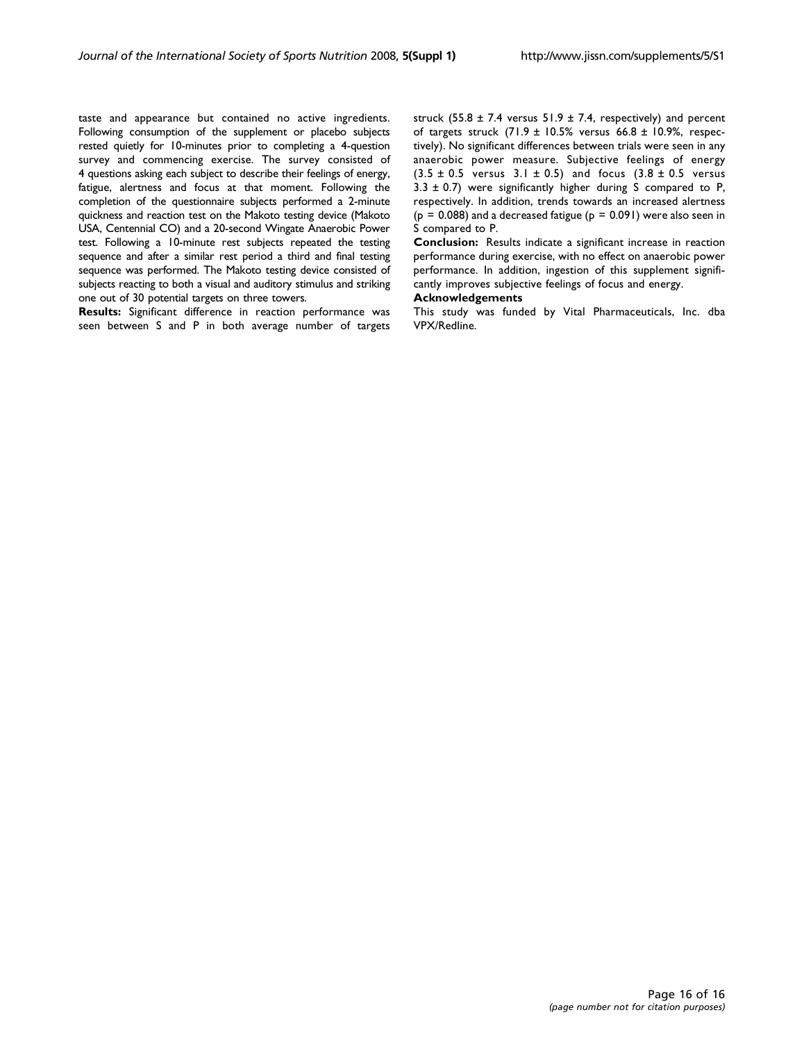taste and appearance but contained no active ingredients. Following consumption of the supplement or placebo subjects rested quietly for 10-minutes prior to completing a 4-question survey and commencing exercise. The survey consisted of 4 questions asking each subject to describe their feelings of energy, fatigue, alertness and focus at that moment. Following the completion of the questionnaire subjects performed a 2-minute quickness and reaction test on the Makoto testing device (Makoto USA, Centennial CO) and a 20-second Wingate Anaerobic Power test. Following a 10-minute rest subjects repeated the testing sequence and after a similar rest period a third and final testing sequence was performed. The Makoto testing device consisted of subjects reacting to both a visual and auditory stimulus and striking one out of 30 potential targets on three towers.

**Results:** Significant difference in reaction performance was seen between S and P in both average number of targets struck (55.8 ± 7.4 versus 51.9 ± 7.4, respectively) and percent of targets struck (71.9 ± 10.5% versus 66.8 ± 10.9%, respectively). No significant differences between trials were seen in any anaerobic power measure. Subjective feelings of energy (3.5 ± 0.5 versus 3.1 ± 0.5) and focus (3.8 ± 0.5 versus 3.3 ± 0.7) were significantly higher during S compared to P, respectively. In addition, trends towards an increased alertness ($p = 0.088$) and a decreased fatigue ($p = 0.091$) were also seen in S compared to P.

**Conclusion:** Results indicate a significant increase in reaction performance during exercise, with no effect on anaerobic power performance. In addition, ingestion of this supplement significantly improves subjective feelings of focus and energy.

**Acknowledgements**

This study was funded by Vital Pharmaceuticals, Inc. dba VPX/Redline.